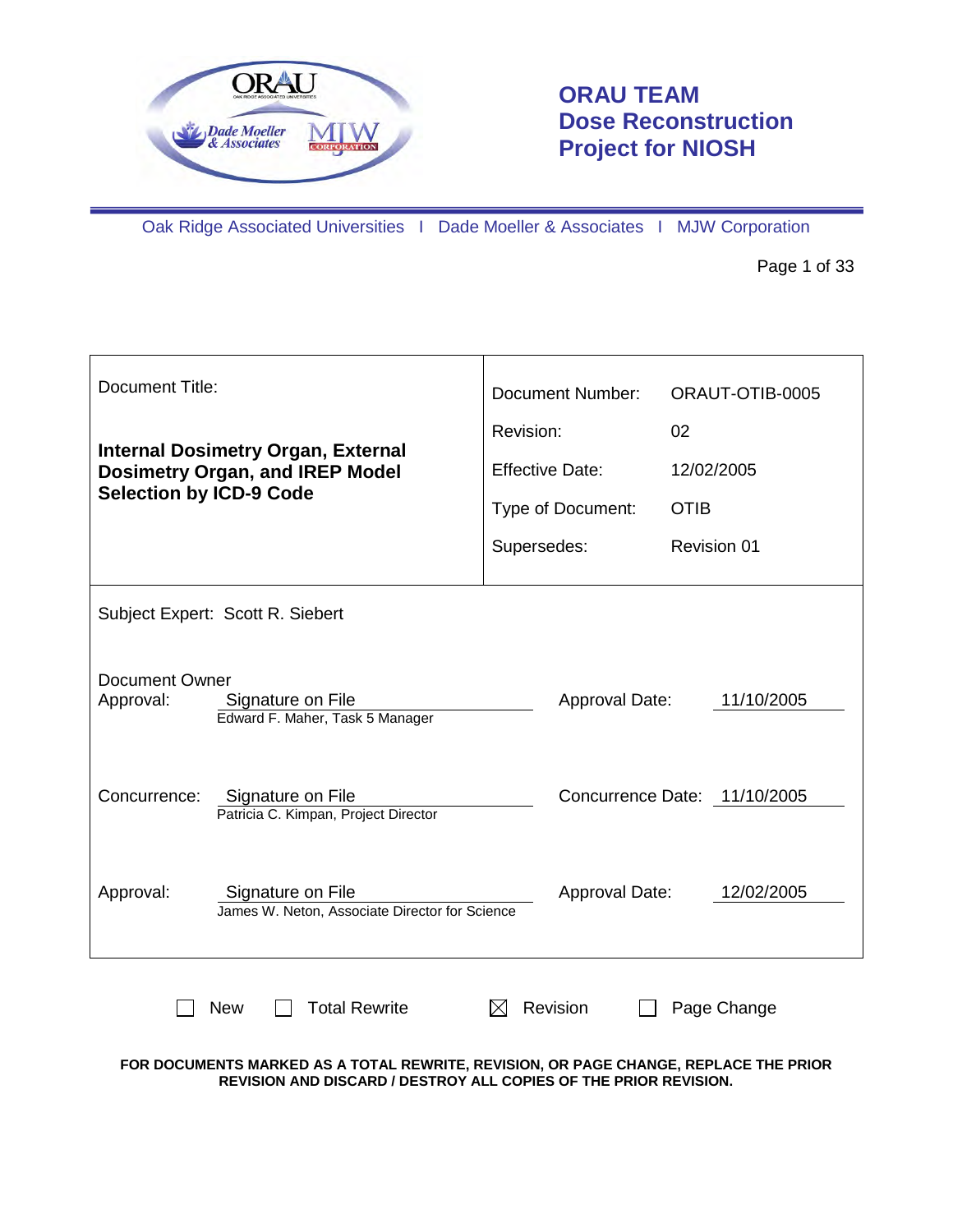# ORAU TEAM Dose Reconstruction Project for NIOSH

Oak Ridge Associated Universities I Dade Moeller & Associates I MJW Corporation

| Document Title: | Document Number: | ORAUT-OTIB-0005 |
|---|---|---|
| **Internal Dosimetry Organ, External Dosimetry Organ, and IREP Model Selection by ICD-9 Code** | Revision: | 02 |
| | Effective Date: | 12/02/2005 |
| | Type of Document: | OTIB |
| | Supersedes: | Revision 01 |

Subject Expert: Scott R. Siebert

Document Owner Approval: Signature on File — Edward F. Maher, Task 5 Manager — Approval Date: 11/10/2005

Concurrence: Signature on File — Patricia C. Kimpan, Project Director — Concurrence Date: 11/10/2005

Approval: Signature on File — James W. Neton, Associate Director for Science — Approval Date: 12/02/2005

☐ New ☐ Total Rewrite ☒ Revision ☐ Page Change

**FOR DOCUMENTS MARKED AS A TOTAL REWRITE, REVISION, OR PAGE CHANGE, REPLACE THE PRIOR REVISION AND DISCARD / DESTROY ALL COPIES OF THE PRIOR REVISION.**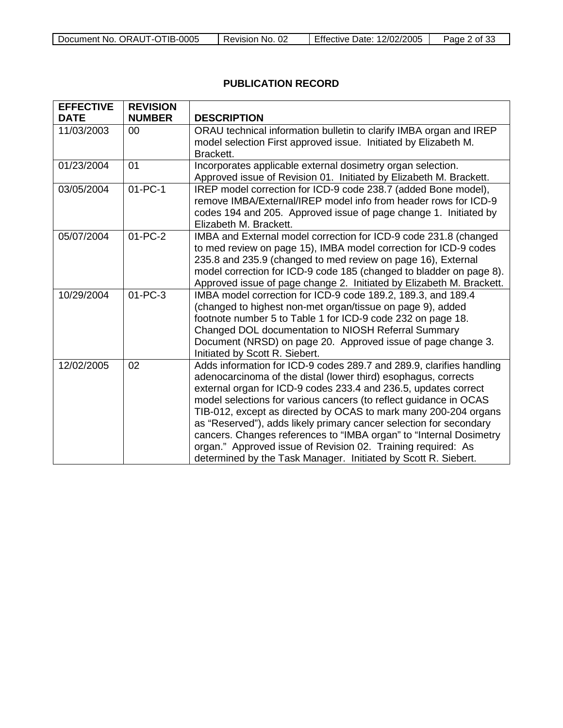## PUBLICATION RECORD

| EFFECTIVE DATE | REVISION NUMBER | DESCRIPTION |
|---|---|---|
| 11/03/2003 | 00 | ORAU technical information bulletin to clarify IMBA organ and IREP model selection First approved issue. Initiated by Elizabeth M. Brackett. |
| 01/23/2004 | 01 | Incorporates applicable external dosimetry organ selection. Approved issue of Revision 01. Initiated by Elizabeth M. Brackett. |
| 03/05/2004 | 01-PC-1 | IREP model correction for ICD-9 code 238.7 (added Bone model), remove IMBA/External/IREP model info from header rows for ICD-9 codes 194 and 205. Approved issue of page change 1. Initiated by Elizabeth M. Brackett. |
| 05/07/2004 | 01-PC-2 | IMBA and External model correction for ICD-9 code 231.8 (changed to med review on page 15), IMBA model correction for ICD-9 codes 235.8 and 235.9 (changed to med review on page 16), External model correction for ICD-9 code 185 (changed to bladder on page 8). Approved issue of page change 2. Initiated by Elizabeth M. Brackett. |
| 10/29/2004 | 01-PC-3 | IMBA model correction for ICD-9 code 189.2, 189.3, and 189.4 (changed to highest non-met organ/tissue on page 9), added footnote number 5 to Table 1 for ICD-9 code 232 on page 18. Changed DOL documentation to NIOSH Referral Summary Document (NRSD) on page 20. Approved issue of page change 3. Initiated by Scott R. Siebert. |
| 12/02/2005 | 02 | Adds information for ICD-9 codes 289.7 and 289.9, clarifies handling adenocarcinoma of the distal (lower third) esophagus, corrects external organ for ICD-9 codes 233.4 and 236.5, updates correct model selections for various cancers (to reflect guidance in OCAS TIB-012, except as directed by OCAS to mark many 200-204 organs as "Reserved"), adds likely primary cancer selection for secondary cancers. Changes references to "IMBA organ" to "Internal Dosimetry organ." Approved issue of Revision 02. Training required: As determined by the Task Manager. Initiated by Scott R. Siebert. |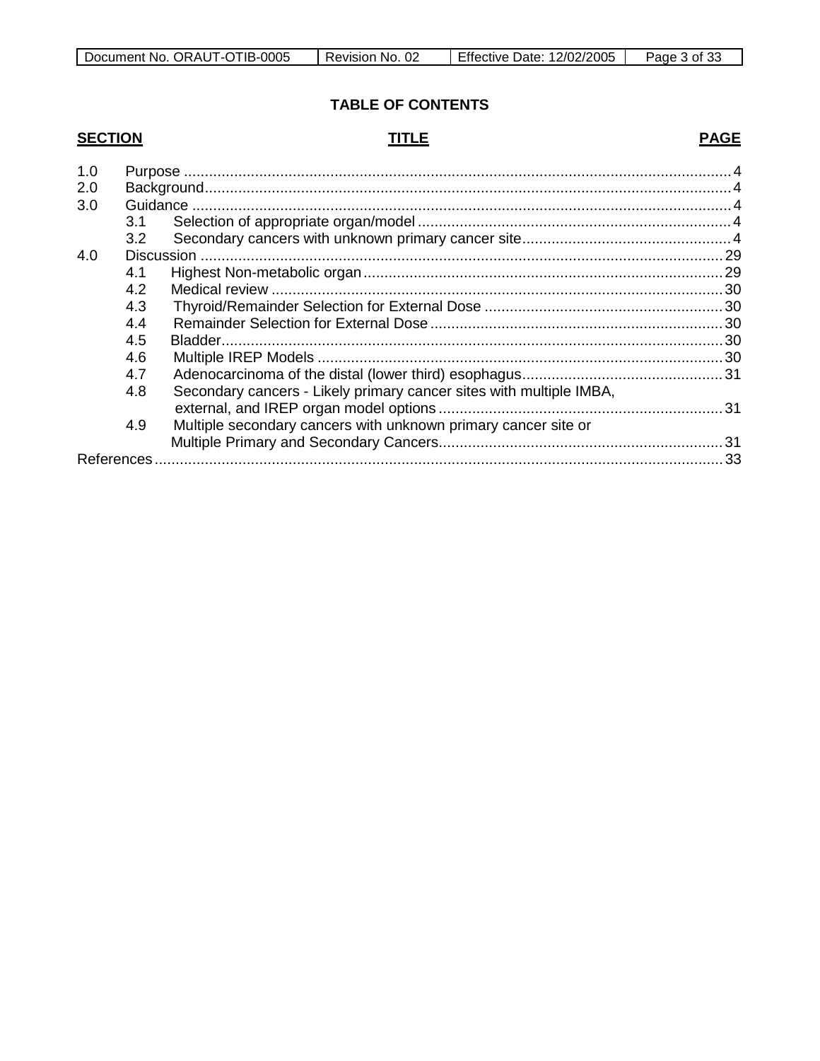## TABLE OF CONTENTS

| SECTION | TITLE | PAGE |
|---|---|---|
| 1.0 | Purpose | 4 |
| 2.0 | Background | 4 |
| 3.0 | Guidance | 4 |
| 3.1 | Selection of appropriate organ/model | 4 |
| 3.2 | Secondary cancers with unknown primary cancer site | 4 |
| 4.0 | Discussion | 29 |
| 4.1 | Highest Non-metabolic organ | 29 |
| 4.2 | Medical review | 30 |
| 4.3 | Thyroid/Remainder Selection for External Dose | 30 |
| 4.4 | Remainder Selection for External Dose | 30 |
| 4.5 | Bladder | 30 |
| 4.6 | Multiple IREP Models | 30 |
| 4.7 | Adenocarcinoma of the distal (lower third) esophagus | 31 |
| 4.8 | Secondary cancers - Likely primary cancer sites with multiple IMBA, external, and IREP organ model options | 31 |
| 4.9 | Multiple secondary cancers with unknown primary cancer site or Multiple Primary and Secondary Cancers | 31 |
| References | | 33 |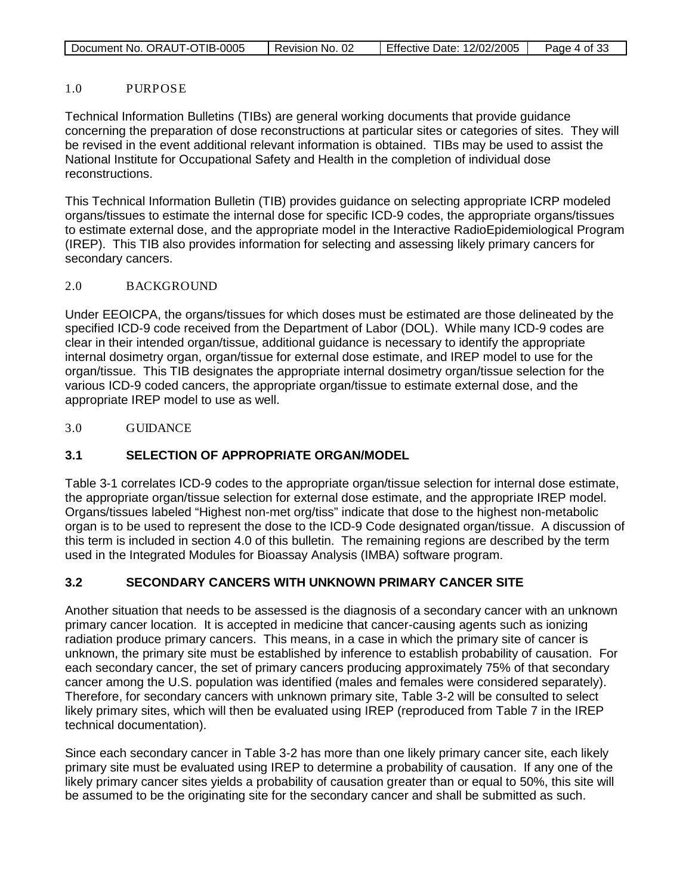## 1.0 PURPOSE

Technical Information Bulletins (TIBs) are general working documents that provide guidance concerning the preparation of dose reconstructions at particular sites or categories of sites. They will be revised in the event additional relevant information is obtained. TIBs may be used to assist the National Institute for Occupational Safety and Health in the completion of individual dose reconstructions.

This Technical Information Bulletin (TIB) provides guidance on selecting appropriate ICRP modeled organs/tissues to estimate the internal dose for specific ICD-9 codes, the appropriate organs/tissues to estimate external dose, and the appropriate model in the Interactive RadioEpidemiological Program (IREP). This TIB also provides information for selecting and assessing likely primary cancers for secondary cancers.

## 2.0 BACKGROUND

Under EEOICPA, the organs/tissues for which doses must be estimated are those delineated by the specified ICD-9 code received from the Department of Labor (DOL). While many ICD-9 codes are clear in their intended organ/tissue, additional guidance is necessary to identify the appropriate internal dosimetry organ, organ/tissue for external dose estimate, and IREP model to use for the organ/tissue. This TIB designates the appropriate internal dosimetry organ/tissue selection for the various ICD-9 coded cancers, the appropriate organ/tissue to estimate external dose, and the appropriate IREP model to use as well.

## 3.0 GUIDANCE

### 3.1 SELECTION OF APPROPRIATE ORGAN/MODEL

Table 3-1 correlates ICD-9 codes to the appropriate organ/tissue selection for internal dose estimate, the appropriate organ/tissue selection for external dose estimate, and the appropriate IREP model. Organs/tissues labeled "Highest non-met org/tiss" indicate that dose to the highest non-metabolic organ is to be used to represent the dose to the ICD-9 Code designated organ/tissue. A discussion of this term is included in section 4.0 of this bulletin. The remaining regions are described by the term used in the Integrated Modules for Bioassay Analysis (IMBA) software program.

### 3.2 SECONDARY CANCERS WITH UNKNOWN PRIMARY CANCER SITE

Another situation that needs to be assessed is the diagnosis of a secondary cancer with an unknown primary cancer location. It is accepted in medicine that cancer-causing agents such as ionizing radiation produce primary cancers. This means, in a case in which the primary site of cancer is unknown, the primary site must be established by inference to establish probability of causation. For each secondary cancer, the set of primary cancers producing approximately 75% of that secondary cancer among the U.S. population was identified (males and females were considered separately). Therefore, for secondary cancers with unknown primary site, Table 3-2 will be consulted to select likely primary sites, which will then be evaluated using IREP (reproduced from Table 7 in the IREP technical documentation).

Since each secondary cancer in Table 3-2 has more than one likely primary cancer site, each likely primary site must be evaluated using IREP to determine a probability of causation. If any one of the likely primary cancer sites yields a probability of causation greater than or equal to 50%, this site will be assumed to be the originating site for the secondary cancer and shall be submitted as such.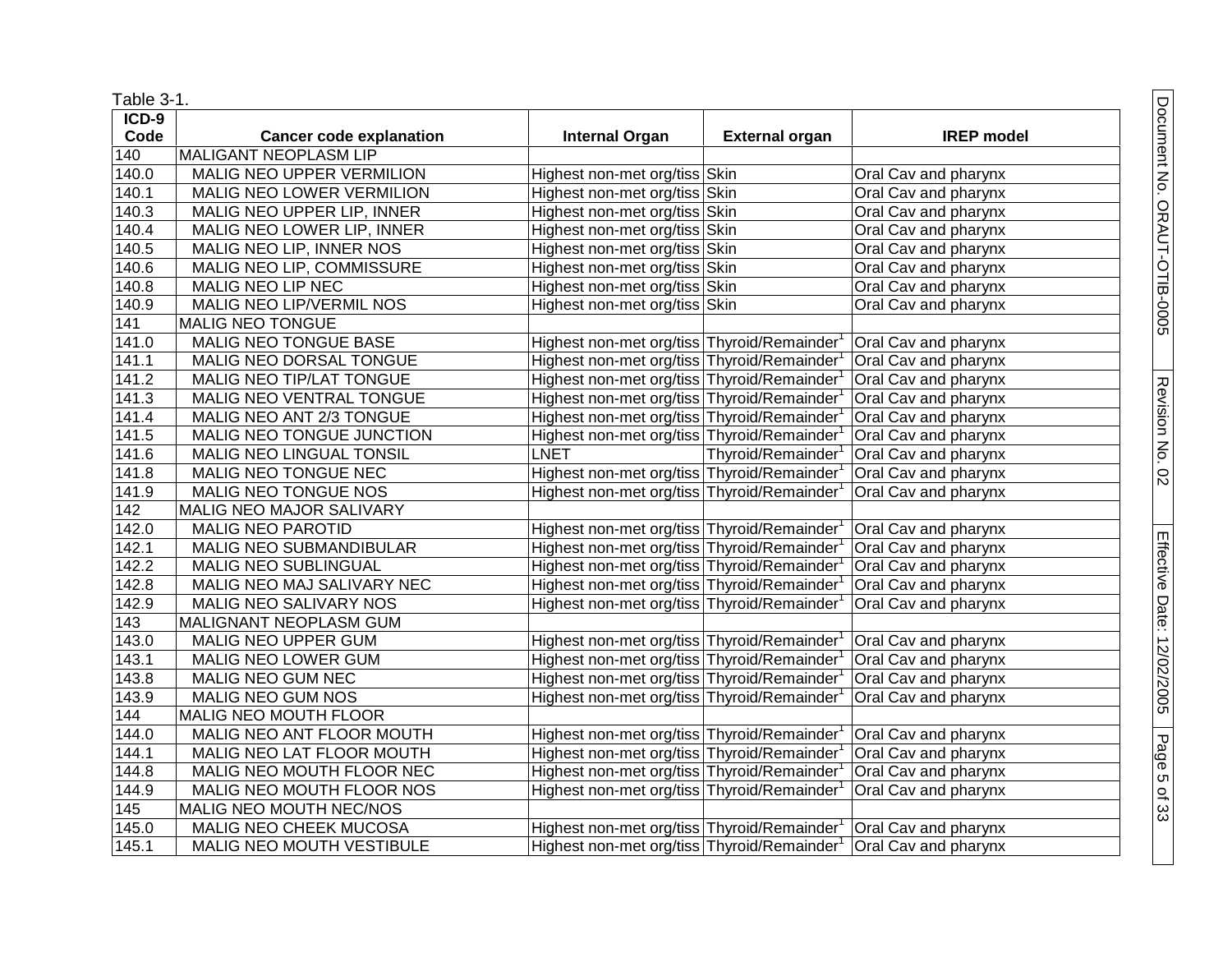Table 3-1.

| ICD-9 Code | Cancer code explanation | Internal Organ | External organ | IREP model |
|---|---|---|---|---|
| 140 | MALIGANT NEOPLASM LIP | | | |
| 140.0 | MALIG NEO UPPER VERMILION | Highest non-met org/tiss | Skin | Oral Cav and pharynx |
| 140.1 | MALIG NEO LOWER VERMILION | Highest non-met org/tiss | Skin | Oral Cav and pharynx |
| 140.3 | MALIG NEO UPPER LIP, INNER | Highest non-met org/tiss | Skin | Oral Cav and pharynx |
| 140.4 | MALIG NEO LOWER LIP, INNER | Highest non-met org/tiss | Skin | Oral Cav and pharynx |
| 140.5 | MALIG NEO LIP, INNER NOS | Highest non-met org/tiss | Skin | Oral Cav and pharynx |
| 140.6 | MALIG NEO LIP, COMMISSURE | Highest non-met org/tiss | Skin | Oral Cav and pharynx |
| 140.8 | MALIG NEO LIP NEC | Highest non-met org/tiss | Skin | Oral Cav and pharynx |
| 140.9 | MALIG NEO LIP/VERMIL NOS | Highest non-met org/tiss | Skin | Oral Cav and pharynx |
| 141 | MALIG NEO TONGUE | | | |
| 141.0 | MALIG NEO TONGUE BASE | Highest non-met org/tiss | Thyroid/Remainder[1] | Oral Cav and pharynx |
| 141.1 | MALIG NEO DORSAL TONGUE | Highest non-met org/tiss | Thyroid/Remainder[1] | Oral Cav and pharynx |
| 141.2 | MALIG NEO TIP/LAT TONGUE | Highest non-met org/tiss | Thyroid/Remainder[1] | Oral Cav and pharynx |
| 141.3 | MALIG NEO VENTRAL TONGUE | Highest non-met org/tiss | Thyroid/Remainder[1] | Oral Cav and pharynx |
| 141.4 | MALIG NEO ANT 2/3 TONGUE | Highest non-met org/tiss | Thyroid/Remainder[1] | Oral Cav and pharynx |
| 141.5 | MALIG NEO TONGUE JUNCTION | Highest non-met org/tiss | Thyroid/Remainder[1] | Oral Cav and pharynx |
| 141.6 | MALIG NEO LINGUAL TONSIL | LNET | Thyroid/Remainder[1] | Oral Cav and pharynx |
| 141.8 | MALIG NEO TONGUE NEC | Highest non-met org/tiss | Thyroid/Remainder[1] | Oral Cav and pharynx |
| 141.9 | MALIG NEO TONGUE NOS | Highest non-met org/tiss | Thyroid/Remainder[1] | Oral Cav and pharynx |
| 142 | MALIG NEO MAJOR SALIVARY | | | |
| 142.0 | MALIG NEO PAROTID | Highest non-met org/tiss | Thyroid/Remainder[1] | Oral Cav and pharynx |
| 142.1 | MALIG NEO SUBMANDIBULAR | Highest non-met org/tiss | Thyroid/Remainder[1] | Oral Cav and pharynx |
| 142.2 | MALIG NEO SUBLINGUAL | Highest non-met org/tiss | Thyroid/Remainder[1] | Oral Cav and pharynx |
| 142.8 | MALIG NEO MAJ SALIVARY NEC | Highest non-met org/tiss | Thyroid/Remainder[1] | Oral Cav and pharynx |
| 142.9 | MALIG NEO SALIVARY NOS | Highest non-met org/tiss | Thyroid/Remainder[1] | Oral Cav and pharynx |
| 143 | MALIGNANT NEOPLASM GUM | | | |
| 143.0 | MALIG NEO UPPER GUM | Highest non-met org/tiss | Thyroid/Remainder[1] | Oral Cav and pharynx |
| 143.1 | MALIG NEO LOWER GUM | Highest non-met org/tiss | Thyroid/Remainder[1] | Oral Cav and pharynx |
| 143.8 | MALIG NEO GUM NEC | Highest non-met org/tiss | Thyroid/Remainder[1] | Oral Cav and pharynx |
| 143.9 | MALIG NEO GUM NOS | Highest non-met org/tiss | Thyroid/Remainder[1] | Oral Cav and pharynx |
| 144 | MALIG NEO MOUTH FLOOR | | | |
| 144.0 | MALIG NEO ANT FLOOR MOUTH | Highest non-met org/tiss | Thyroid/Remainder[1] | Oral Cav and pharynx |
| 144.1 | MALIG NEO LAT FLOOR MOUTH | Highest non-met org/tiss | Thyroid/Remainder[1] | Oral Cav and pharynx |
| 144.8 | MALIG NEO MOUTH FLOOR NEC | Highest non-met org/tiss | Thyroid/Remainder[1] | Oral Cav and pharynx |
| 144.9 | MALIG NEO MOUTH FLOOR NOS | Highest non-met org/tiss | Thyroid/Remainder[1] | Oral Cav and pharynx |
| 145 | MALIG NEO MOUTH NEC/NOS | | | |
| 145.0 | MALIG NEO CHEEK MUCOSA | Highest non-met org/tiss | Thyroid/Remainder[1] | Oral Cav and pharynx |
| 145.1 | MALIG NEO MOUTH VESTIBULE | Highest non-met org/tiss | Thyroid/Remainder[1] | Oral Cav and pharynx |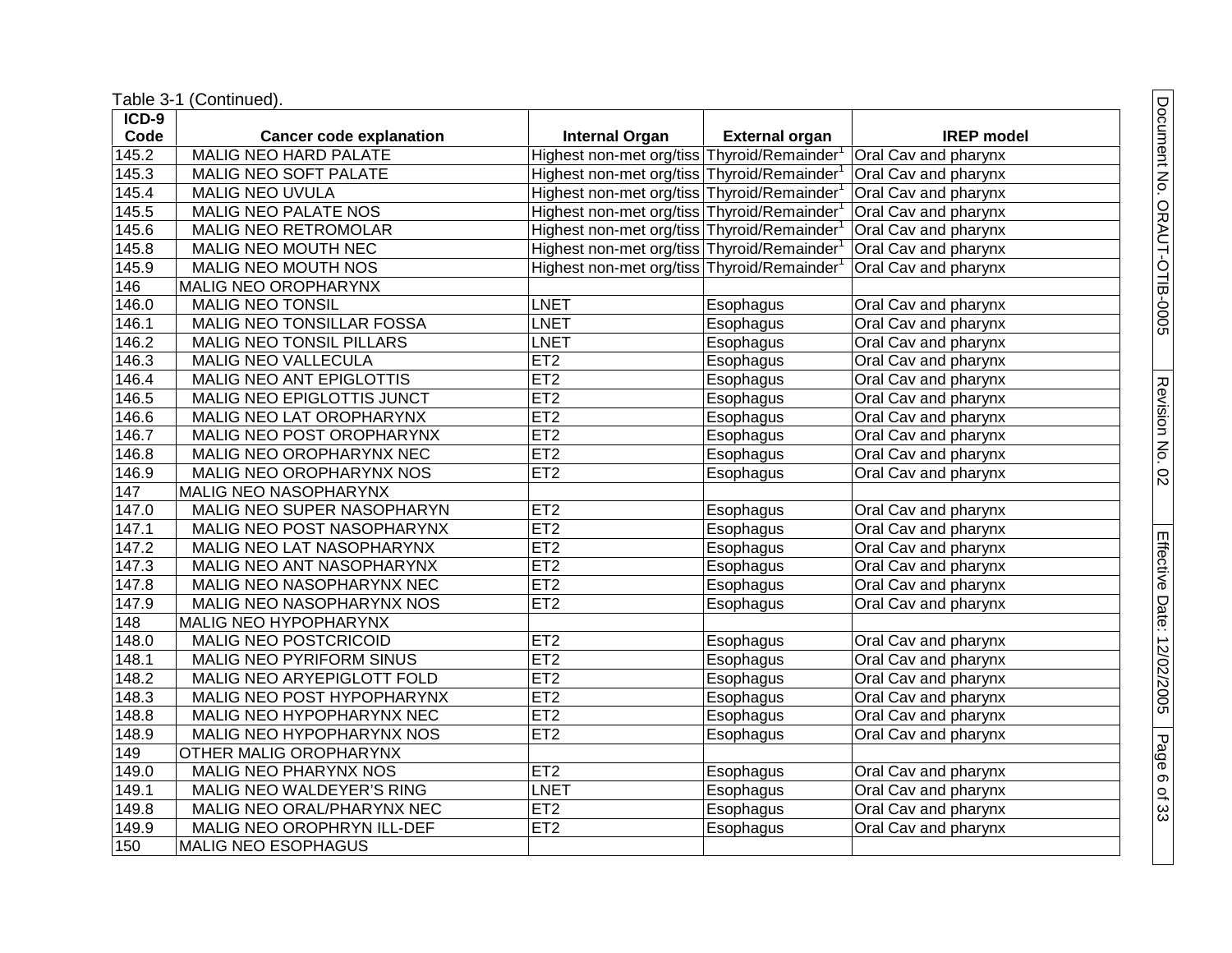Table 3-1 (Continued).

| ICD-9 Code | Cancer code explanation | Internal Organ | External organ | IREP model |
|---|---|---|---|---|
| 145.2 | MALIG NEO HARD PALATE | Highest non-met org/tiss | Thyroid/Remainder[1] | Oral Cav and pharynx |
| 145.3 | MALIG NEO SOFT PALATE | Highest non-met org/tiss | Thyroid/Remainder[1] | Oral Cav and pharynx |
| 145.4 | MALIG NEO UVULA | Highest non-met org/tiss | Thyroid/Remainder[1] | Oral Cav and pharynx |
| 145.5 | MALIG NEO PALATE NOS | Highest non-met org/tiss | Thyroid/Remainder[1] | Oral Cav and pharynx |
| 145.6 | MALIG NEO RETROMOLAR | Highest non-met org/tiss | Thyroid/Remainder[1] | Oral Cav and pharynx |
| 145.8 | MALIG NEO MOUTH NEC | Highest non-met org/tiss | Thyroid/Remainder[1] | Oral Cav and pharynx |
| 145.9 | MALIG NEO MOUTH NOS | Highest non-met org/tiss | Thyroid/Remainder[1] | Oral Cav and pharynx |
| 146 | MALIG NEO OROPHARYNX | | | |
| 146.0 | MALIG NEO TONSIL | LNET | Esophagus | Oral Cav and pharynx |
| 146.1 | MALIG NEO TONSILLAR FOSSA | LNET | Esophagus | Oral Cav and pharynx |
| 146.2 | MALIG NEO TONSIL PILLARS | LNET | Esophagus | Oral Cav and pharynx |
| 146.3 | MALIG NEO VALLECULA | ET2 | Esophagus | Oral Cav and pharynx |
| 146.4 | MALIG NEO ANT EPIGLOTTIS | ET2 | Esophagus | Oral Cav and pharynx |
| 146.5 | MALIG NEO EPIGLOTTIS JUNCT | ET2 | Esophagus | Oral Cav and pharynx |
| 146.6 | MALIG NEO LAT OROPHARYNX | ET2 | Esophagus | Oral Cav and pharynx |
| 146.7 | MALIG NEO POST OROPHARYNX | ET2 | Esophagus | Oral Cav and pharynx |
| 146.8 | MALIG NEO OROPHARYNX NEC | ET2 | Esophagus | Oral Cav and pharynx |
| 146.9 | MALIG NEO OROPHARYNX NOS | ET2 | Esophagus | Oral Cav and pharynx |
| 147 | MALIG NEO NASOPHARYNX | | | |
| 147.0 | MALIG NEO SUPER NASOPHARYN | ET2 | Esophagus | Oral Cav and pharynx |
| 147.1 | MALIG NEO POST NASOPHARYNX | ET2 | Esophagus | Oral Cav and pharynx |
| 147.2 | MALIG NEO LAT NASOPHARYNX | ET2 | Esophagus | Oral Cav and pharynx |
| 147.3 | MALIG NEO ANT NASOPHARYNX | ET2 | Esophagus | Oral Cav and pharynx |
| 147.8 | MALIG NEO NASOPHARYNX NEC | ET2 | Esophagus | Oral Cav and pharynx |
| 147.9 | MALIG NEO NASOPHARYNX NOS | ET2 | Esophagus | Oral Cav and pharynx |
| 148 | MALIG NEO HYPOPHARYNX | | | |
| 148.0 | MALIG NEO POSTCRICOID | ET2 | Esophagus | Oral Cav and pharynx |
| 148.1 | MALIG NEO PYRIFORM SINUS | ET2 | Esophagus | Oral Cav and pharynx |
| 148.2 | MALIG NEO ARYEPIGLOTT FOLD | ET2 | Esophagus | Oral Cav and pharynx |
| 148.3 | MALIG NEO POST HYPOPHARYNX | ET2 | Esophagus | Oral Cav and pharynx |
| 148.8 | MALIG NEO HYPOPHARYNX NEC | ET2 | Esophagus | Oral Cav and pharynx |
| 148.9 | MALIG NEO HYPOPHARYNX NOS | ET2 | Esophagus | Oral Cav and pharynx |
| 149 | OTHER MALIG OROPHARYNX | | | |
| 149.0 | MALIG NEO PHARYNX NOS | ET2 | Esophagus | Oral Cav and pharynx |
| 149.1 | MALIG NEO WALDEYER'S RING | LNET | Esophagus | Oral Cav and pharynx |
| 149.8 | MALIG NEO ORAL/PHARYNX NEC | ET2 | Esophagus | Oral Cav and pharynx |
| 149.9 | MALIG NEO OROPHRYN ILL-DEF | ET2 | Esophagus | Oral Cav and pharynx |
| 150 | MALIG NEO ESOPHAGUS | | | |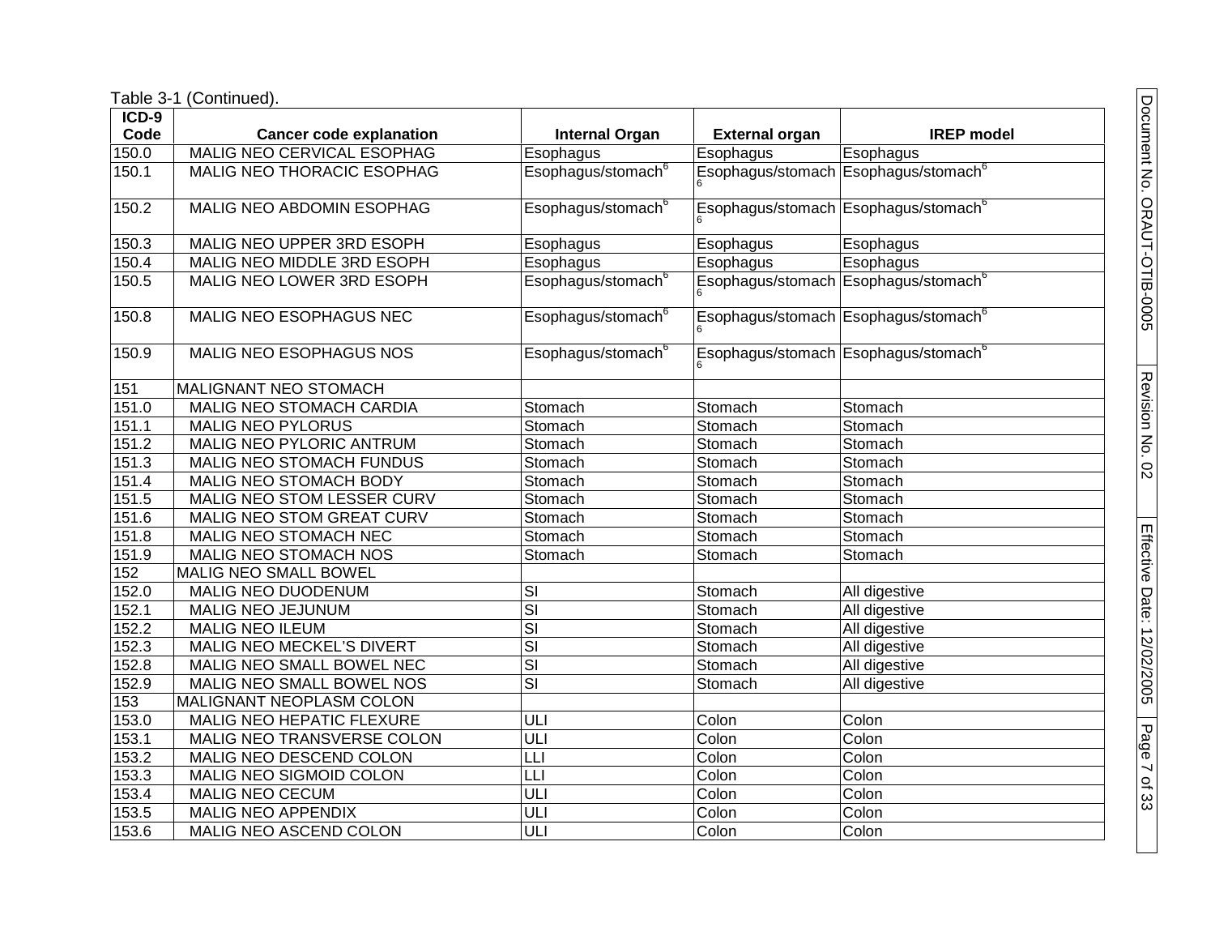Table 3-1 (Continued).

| ICD-9 Code | Cancer code explanation | Internal Organ | External organ | IREP model |
|---|---|---|---|---|
| 150.0 | MALIG NEO CERVICAL ESOPHAG | Esophagus | Esophagus | Esophagus |
| 150.1 | MALIG NEO THORACIC ESOPHAG | Esophagus/stomach[6] | Esophagus/stomach[6] | Esophagus/stomach[6] |
| 150.2 | MALIG NEO ABDOMIN ESOPHAG | Esophagus/stomach[6] | Esophagus/stomach[6] | Esophagus/stomach[6] |
| 150.3 | MALIG NEO UPPER 3RD ESOPH | Esophagus | Esophagus | Esophagus |
| 150.4 | MALIG NEO MIDDLE 3RD ESOPH | Esophagus | Esophagus | Esophagus |
| 150.5 | MALIG NEO LOWER 3RD ESOPH | Esophagus/stomach[6] | Esophagus/stomach[6] | Esophagus/stomach[6] |
| 150.8 | MALIG NEO ESOPHAGUS NEC | Esophagus/stomach[6] | Esophagus/stomach[6] | Esophagus/stomach[6] |
| 150.9 | MALIG NEO ESOPHAGUS NOS | Esophagus/stomach[6] | Esophagus/stomach[6] | Esophagus/stomach[6] |
| 151 | MALIGNANT NEO STOMACH | | | |
| 151.0 | MALIG NEO STOMACH CARDIA | Stomach | Stomach | Stomach |
| 151.1 | MALIG NEO PYLORUS | Stomach | Stomach | Stomach |
| 151.2 | MALIG NEO PYLORIC ANTRUM | Stomach | Stomach | Stomach |
| 151.3 | MALIG NEO STOMACH FUNDUS | Stomach | Stomach | Stomach |
| 151.4 | MALIG NEO STOMACH BODY | Stomach | Stomach | Stomach |
| 151.5 | MALIG NEO STOM LESSER CURV | Stomach | Stomach | Stomach |
| 151.6 | MALIG NEO STOM GREAT CURV | Stomach | Stomach | Stomach |
| 151.8 | MALIG NEO STOMACH NEC | Stomach | Stomach | Stomach |
| 151.9 | MALIG NEO STOMACH NOS | Stomach | Stomach | Stomach |
| 152 | MALIG NEO SMALL BOWEL | | | |
| 152.0 | MALIG NEO DUODENUM | SI | Stomach | All digestive |
| 152.1 | MALIG NEO JEJUNUM | SI | Stomach | All digestive |
| 152.2 | MALIG NEO ILEUM | SI | Stomach | All digestive |
| 152.3 | MALIG NEO MECKEL'S DIVERT | SI | Stomach | All digestive |
| 152.8 | MALIG NEO SMALL BOWEL NEC | SI | Stomach | All digestive |
| 152.9 | MALIG NEO SMALL BOWEL NOS | SI | Stomach | All digestive |
| 153 | MALIGNANT NEOPLASM COLON | | | |
| 153.0 | MALIG NEO HEPATIC FLEXURE | ULI | Colon | Colon |
| 153.1 | MALIG NEO TRANSVERSE COLON | ULI | Colon | Colon |
| 153.2 | MALIG NEO DESCEND COLON | LLI | Colon | Colon |
| 153.3 | MALIG NEO SIGMOID COLON | LLI | Colon | Colon |
| 153.4 | MALIG NEO CECUM | ULI | Colon | Colon |
| 153.5 | MALIG NEO APPENDIX | ULI | Colon | Colon |
| 153.6 | MALIG NEO ASCEND COLON | ULI | Colon | Colon |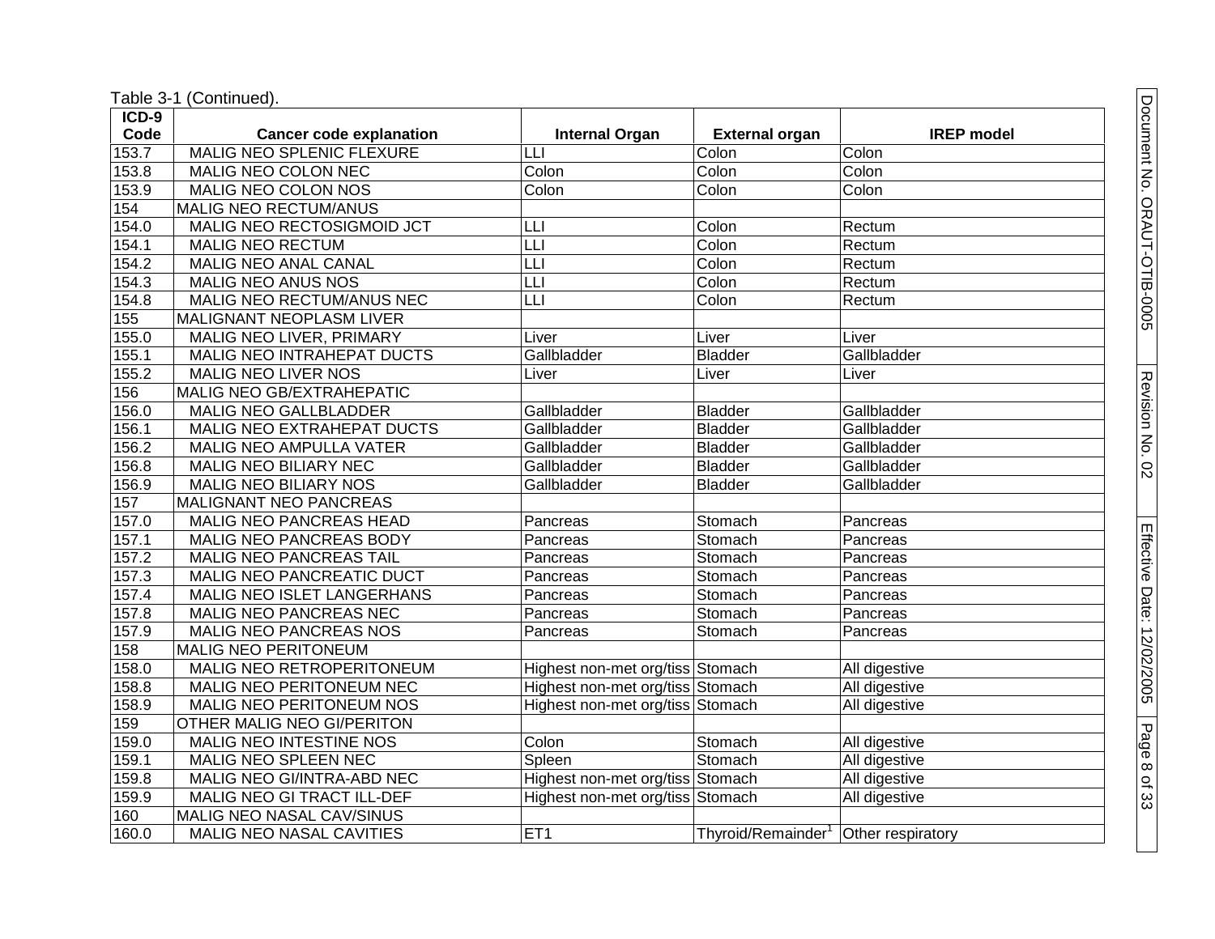Table 3-1 (Continued).

| ICD-9 Code | Cancer code explanation | Internal Organ | External organ | IREP model |
|---|---|---|---|---|
| 153.7 | MALIG NEO SPLENIC FLEXURE | LLI | Colon | Colon |
| 153.8 | MALIG NEO COLON NEC | Colon | Colon | Colon |
| 153.9 | MALIG NEO COLON NOS | Colon | Colon | Colon |
| 154 | MALIG NEO RECTUM/ANUS | | | |
| 154.0 | MALIG NEO RECTOSIGMOID JCT | LLI | Colon | Rectum |
| 154.1 | MALIG NEO RECTUM | LLI | Colon | Rectum |
| 154.2 | MALIG NEO ANAL CANAL | LLI | Colon | Rectum |
| 154.3 | MALIG NEO ANUS NOS | LLI | Colon | Rectum |
| 154.8 | MALIG NEO RECTUM/ANUS NEC | LLI | Colon | Rectum |
| 155 | MALIGNANT NEOPLASM LIVER | | | |
| 155.0 | MALIG NEO LIVER, PRIMARY | Liver | Liver | Liver |
| 155.1 | MALIG NEO INTRAHEPAT DUCTS | Gallbladder | Bladder | Gallbladder |
| 155.2 | MALIG NEO LIVER NOS | Liver | Liver | Liver |
| 156 | MALIG NEO GB/EXTRAHEPATIC | | | |
| 156.0 | MALIG NEO GALLBLADDER | Gallbladder | Bladder | Gallbladder |
| 156.1 | MALIG NEO EXTRAHEPAT DUCTS | Gallbladder | Bladder | Gallbladder |
| 156.2 | MALIG NEO AMPULLA VATER | Gallbladder | Bladder | Gallbladder |
| 156.8 | MALIG NEO BILIARY NEC | Gallbladder | Bladder | Gallbladder |
| 156.9 | MALIG NEO BILIARY NOS | Gallbladder | Bladder | Gallbladder |
| 157 | MALIGNANT NEO PANCREAS | | | |
| 157.0 | MALIG NEO PANCREAS HEAD | Pancreas | Stomach | Pancreas |
| 157.1 | MALIG NEO PANCREAS BODY | Pancreas | Stomach | Pancreas |
| 157.2 | MALIG NEO PANCREAS TAIL | Pancreas | Stomach | Pancreas |
| 157.3 | MALIG NEO PANCREATIC DUCT | Pancreas | Stomach | Pancreas |
| 157.4 | MALIG NEO ISLET LANGERHANS | Pancreas | Stomach | Pancreas |
| 157.8 | MALIG NEO PANCREAS NEC | Pancreas | Stomach | Pancreas |
| 157.9 | MALIG NEO PANCREAS NOS | Pancreas | Stomach | Pancreas |
| 158 | MALIG NEO PERITONEUM | | | |
| 158.0 | MALIG NEO RETROPERITONEUM | Highest non-met org/tiss | Stomach | All digestive |
| 158.8 | MALIG NEO PERITONEUM NEC | Highest non-met org/tiss | Stomach | All digestive |
| 158.9 | MALIG NEO PERITONEUM NOS | Highest non-met org/tiss | Stomach | All digestive |
| 159 | OTHER MALIG NEO GI/PERITON | | | |
| 159.0 | MALIG NEO INTESTINE NOS | Colon | Stomach | All digestive |
| 159.1 | MALIG NEO SPLEEN NEC | Spleen | Stomach | All digestive |
| 159.8 | MALIG NEO GI/INTRA-ABD NEC | Highest non-met org/tiss | Stomach | All digestive |
| 159.9 | MALIG NEO GI TRACT ILL-DEF | Highest non-met org/tiss | Stomach | All digestive |
| 160 | MALIG NEO NASAL CAV/SINUS | | | |
| 160.0 | MALIG NEO NASAL CAVITIES | ET1 | Thyroid/Remainder[1] | Other respiratory |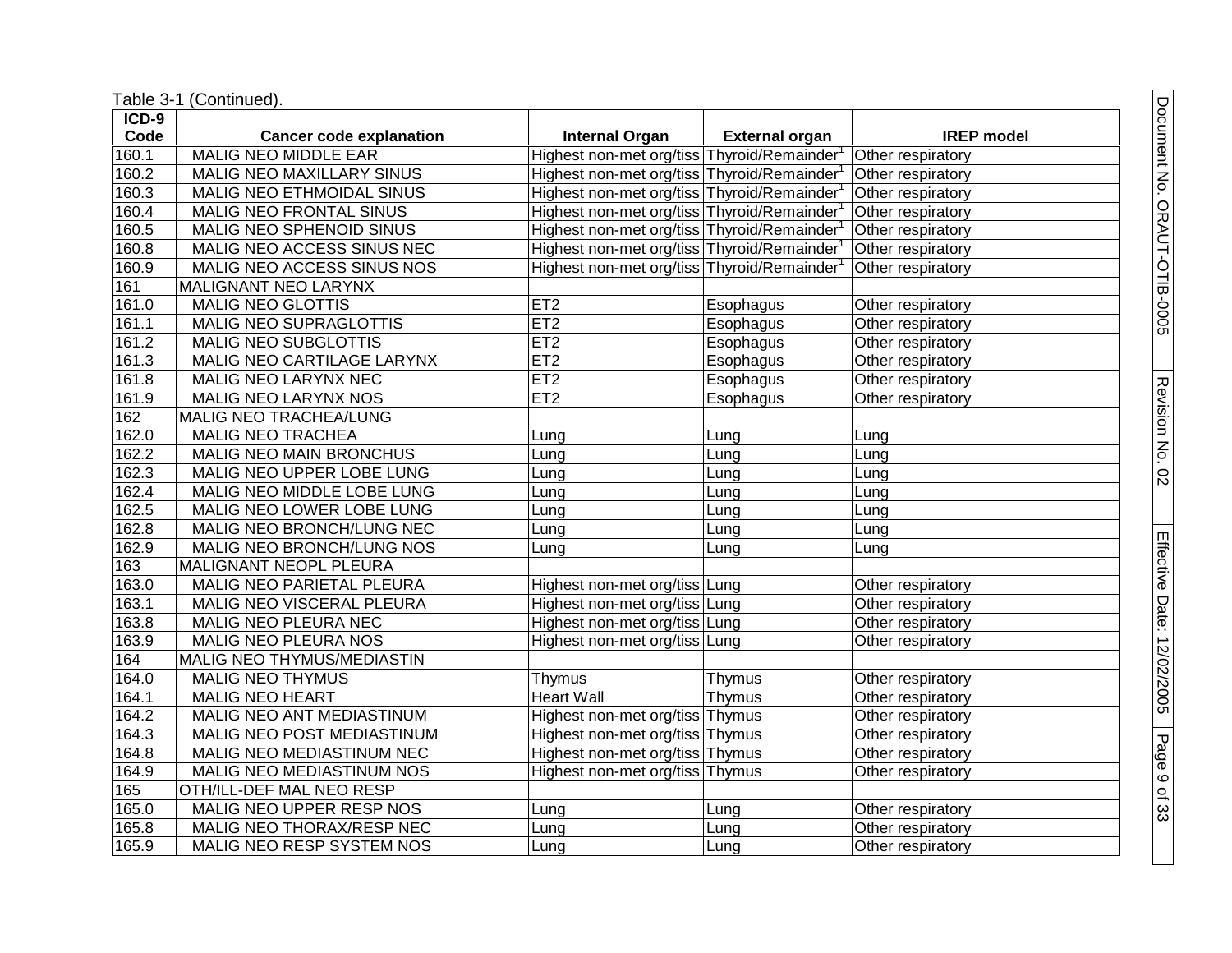Table 3-1 (Continued).

| ICD-9 Code | Cancer code explanation | Internal Organ | External organ | IREP model |
|---|---|---|---|---|
| 160.1 | MALIG NEO MIDDLE EAR | Highest non-met org/tiss | Thyroid/Remainder[1] | Other respiratory |
| 160.2 | MALIG NEO MAXILLARY SINUS | Highest non-met org/tiss | Thyroid/Remainder[1] | Other respiratory |
| 160.3 | MALIG NEO ETHMOIDAL SINUS | Highest non-met org/tiss | Thyroid/Remainder[1] | Other respiratory |
| 160.4 | MALIG NEO FRONTAL SINUS | Highest non-met org/tiss | Thyroid/Remainder[1] | Other respiratory |
| 160.5 | MALIG NEO SPHENOID SINUS | Highest non-met org/tiss | Thyroid/Remainder[1] | Other respiratory |
| 160.8 | MALIG NEO ACCESS SINUS NEC | Highest non-met org/tiss | Thyroid/Remainder[1] | Other respiratory |
| 160.9 | MALIG NEO ACCESS SINUS NOS | Highest non-met org/tiss | Thyroid/Remainder[1] | Other respiratory |
| 161 | MALIGNANT NEO LARYNX | | | |
| 161.0 | MALIG NEO GLOTTIS | ET2 | Esophagus | Other respiratory |
| 161.1 | MALIG NEO SUPRAGLOTTIS | ET2 | Esophagus | Other respiratory |
| 161.2 | MALIG NEO SUBGLOTTIS | ET2 | Esophagus | Other respiratory |
| 161.3 | MALIG NEO CARTILAGE LARYNX | ET2 | Esophagus | Other respiratory |
| 161.8 | MALIG NEO LARYNX NEC | ET2 | Esophagus | Other respiratory |
| 161.9 | MALIG NEO LARYNX NOS | ET2 | Esophagus | Other respiratory |
| 162 | MALIG NEO TRACHEA/LUNG | | | |
| 162.0 | MALIG NEO TRACHEA | Lung | Lung | Lung |
| 162.2 | MALIG NEO MAIN BRONCHUS | Lung | Lung | Lung |
| 162.3 | MALIG NEO UPPER LOBE LUNG | Lung | Lung | Lung |
| 162.4 | MALIG NEO MIDDLE LOBE LUNG | Lung | Lung | Lung |
| 162.5 | MALIG NEO LOWER LOBE LUNG | Lung | Lung | Lung |
| 162.8 | MALIG NEO BRONCH/LUNG NEC | Lung | Lung | Lung |
| 162.9 | MALIG NEO BRONCH/LUNG NOS | Lung | Lung | Lung |
| 163 | MALIGNANT NEOPL PLEURA | | | |
| 163.0 | MALIG NEO PARIETAL PLEURA | Highest non-met org/tiss | Lung | Other respiratory |
| 163.1 | MALIG NEO VISCERAL PLEURA | Highest non-met org/tiss | Lung | Other respiratory |
| 163.8 | MALIG NEO PLEURA NEC | Highest non-met org/tiss | Lung | Other respiratory |
| 163.9 | MALIG NEO PLEURA NOS | Highest non-met org/tiss | Lung | Other respiratory |
| 164 | MALIG NEO THYMUS/MEDIASTIN | | | |
| 164.0 | MALIG NEO THYMUS | Thymus | Thymus | Other respiratory |
| 164.1 | MALIG NEO HEART | Heart Wall | Thymus | Other respiratory |
| 164.2 | MALIG NEO ANT MEDIASTINUM | Highest non-met org/tiss | Thymus | Other respiratory |
| 164.3 | MALIG NEO POST MEDIASTINUM | Highest non-met org/tiss | Thymus | Other respiratory |
| 164.8 | MALIG NEO MEDIASTINUM NEC | Highest non-met org/tiss | Thymus | Other respiratory |
| 164.9 | MALIG NEO MEDIASTINUM NOS | Highest non-met org/tiss | Thymus | Other respiratory |
| 165 | OTH/ILL-DEF MAL NEO RESP | | | |
| 165.0 | MALIG NEO UPPER RESP NOS | Lung | Lung | Other respiratory |
| 165.8 | MALIG NEO THORAX/RESP NEC | Lung | Lung | Other respiratory |
| 165.9 | MALIG NEO RESP SYSTEM NOS | Lung | Lung | Other respiratory |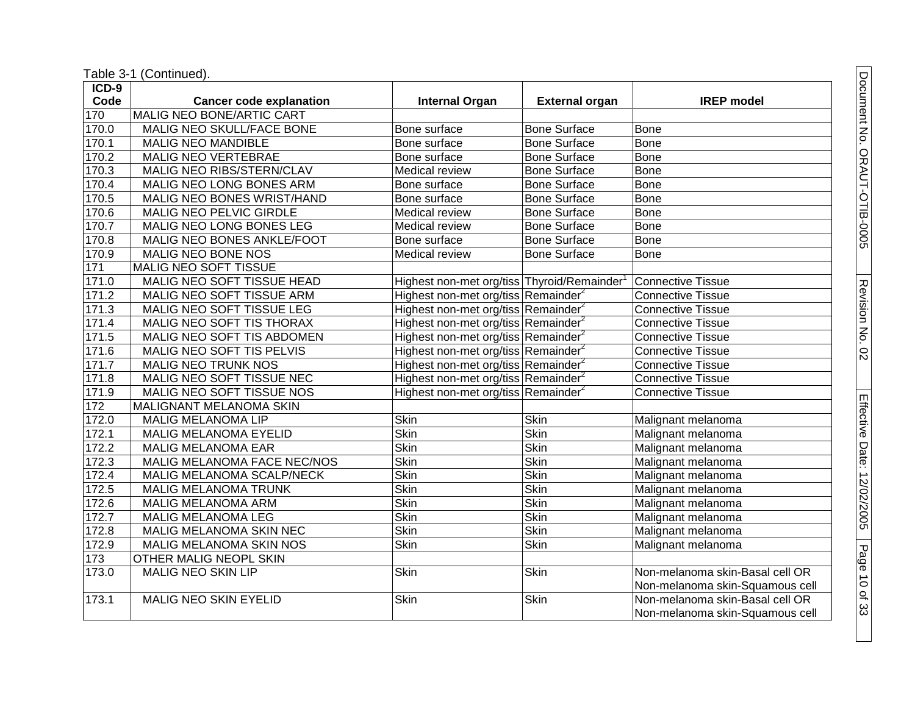Table 3-1 (Continued).

| ICD-9 Code | Cancer code explanation | Internal Organ | External organ | IREP model |
|---|---|---|---|---|
| 170 | MALIG NEO BONE/ARTIC CART | | | |
| 170.0 | MALIG NEO SKULL/FACE BONE | Bone surface | Bone Surface | Bone |
| 170.1 | MALIG NEO MANDIBLE | Bone surface | Bone Surface | Bone |
| 170.2 | MALIG NEO VERTEBRAE | Bone surface | Bone Surface | Bone |
| 170.3 | MALIG NEO RIBS/STERN/CLAV | Medical review | Bone Surface | Bone |
| 170.4 | MALIG NEO LONG BONES ARM | Bone surface | Bone Surface | Bone |
| 170.5 | MALIG NEO BONES WRIST/HAND | Bone surface | Bone Surface | Bone |
| 170.6 | MALIG NEO PELVIC GIRDLE | Medical review | Bone Surface | Bone |
| 170.7 | MALIG NEO LONG BONES LEG | Medical review | Bone Surface | Bone |
| 170.8 | MALIG NEO BONES ANKLE/FOOT | Bone surface | Bone Surface | Bone |
| 170.9 | MALIG NEO BONE NOS | Medical review | Bone Surface | Bone |
| 171 | MALIG NEO SOFT TISSUE | | | |
| 171.0 | MALIG NEO SOFT TISSUE HEAD | Highest non-met org/tiss | Thyroid/Remainder[1] | Connective Tissue |
| 171.2 | MALIG NEO SOFT TISSUE ARM | Highest non-met org/tiss | Remainder[2] | Connective Tissue |
| 171.3 | MALIG NEO SOFT TISSUE LEG | Highest non-met org/tiss | Remainder[2] | Connective Tissue |
| 171.4 | MALIG NEO SOFT TIS THORAX | Highest non-met org/tiss | Remainder[2] | Connective Tissue |
| 171.5 | MALIG NEO SOFT TIS ABDOMEN | Highest non-met org/tiss | Remainder[2] | Connective Tissue |
| 171.6 | MALIG NEO SOFT TIS PELVIS | Highest non-met org/tiss | Remainder[2] | Connective Tissue |
| 171.7 | MALIG NEO TRUNK NOS | Highest non-met org/tiss | Remainder[2] | Connective Tissue |
| 171.8 | MALIG NEO SOFT TISSUE NEC | Highest non-met org/tiss | Remainder[2] | Connective Tissue |
| 171.9 | MALIG NEO SOFT TISSUE NOS | Highest non-met org/tiss | Remainder[2] | Connective Tissue |
| 172 | MALIGNANT MELANOMA SKIN | | | |
| 172.0 | MALIG MELANOMA LIP | Skin | Skin | Malignant melanoma |
| 172.1 | MALIG MELANOMA EYELID | Skin | Skin | Malignant melanoma |
| 172.2 | MALIG MELANOMA EAR | Skin | Skin | Malignant melanoma |
| 172.3 | MALIG MELANOMA FACE NEC/NOS | Skin | Skin | Malignant melanoma |
| 172.4 | MALIG MELANOMA SCALP/NECK | Skin | Skin | Malignant melanoma |
| 172.5 | MALIG MELANOMA TRUNK | Skin | Skin | Malignant melanoma |
| 172.6 | MALIG MELANOMA ARM | Skin | Skin | Malignant melanoma |
| 172.7 | MALIG MELANOMA LEG | Skin | Skin | Malignant melanoma |
| 172.8 | MALIG MELANOMA SKIN NEC | Skin | Skin | Malignant melanoma |
| 172.9 | MALIG MELANOMA SKIN NOS | Skin | Skin | Malignant melanoma |
| 173 | OTHER MALIG NEOPL SKIN | | | |
| 173.0 | MALIG NEO SKIN LIP | Skin | Skin | Non-melanoma skin-Basal cell OR Non-melanoma skin-Squamous cell |
| 173.1 | MALIG NEO SKIN EYELID | Skin | Skin | Non-melanoma skin-Basal cell OR Non-melanoma skin-Squamous cell |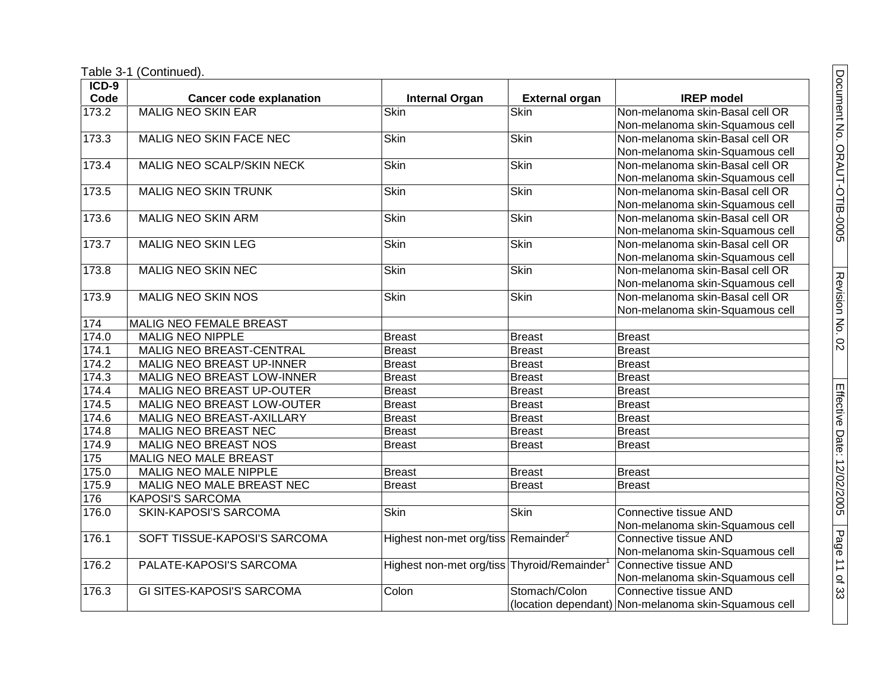Table 3-1 (Continued).

| ICD-9 Code | Cancer code explanation | Internal Organ | External organ | IREP model |
|---|---|---|---|---|
| 173.2 | MALIG NEO SKIN EAR | Skin | Skin | Non-melanoma skin-Basal cell OR Non-melanoma skin-Squamous cell |
| 173.3 | MALIG NEO SKIN FACE NEC | Skin | Skin | Non-melanoma skin-Basal cell OR Non-melanoma skin-Squamous cell |
| 173.4 | MALIG NEO SCALP/SKIN NECK | Skin | Skin | Non-melanoma skin-Basal cell OR Non-melanoma skin-Squamous cell |
| 173.5 | MALIG NEO SKIN TRUNK | Skin | Skin | Non-melanoma skin-Basal cell OR Non-melanoma skin-Squamous cell |
| 173.6 | MALIG NEO SKIN ARM | Skin | Skin | Non-melanoma skin-Basal cell OR Non-melanoma skin-Squamous cell |
| 173.7 | MALIG NEO SKIN LEG | Skin | Skin | Non-melanoma skin-Basal cell OR Non-melanoma skin-Squamous cell |
| 173.8 | MALIG NEO SKIN NEC | Skin | Skin | Non-melanoma skin-Basal cell OR Non-melanoma skin-Squamous cell |
| 173.9 | MALIG NEO SKIN NOS | Skin | Skin | Non-melanoma skin-Basal cell OR Non-melanoma skin-Squamous cell |
| 174 | MALIG NEO FEMALE BREAST | | | |
| 174.0 | MALIG NEO NIPPLE | Breast | Breast | Breast |
| 174.1 | MALIG NEO BREAST-CENTRAL | Breast | Breast | Breast |
| 174.2 | MALIG NEO BREAST UP-INNER | Breast | Breast | Breast |
| 174.3 | MALIG NEO BREAST LOW-INNER | Breast | Breast | Breast |
| 174.4 | MALIG NEO BREAST UP-OUTER | Breast | Breast | Breast |
| 174.5 | MALIG NEO BREAST LOW-OUTER | Breast | Breast | Breast |
| 174.6 | MALIG NEO BREAST-AXILLARY | Breast | Breast | Breast |
| 174.8 | MALIG NEO BREAST NEC | Breast | Breast | Breast |
| 174.9 | MALIG NEO BREAST NOS | Breast | Breast | Breast |
| 175 | MALIG NEO MALE BREAST | | | |
| 175.0 | MALIG NEO MALE NIPPLE | Breast | Breast | Breast |
| 175.9 | MALIG NEO MALE BREAST NEC | Breast | Breast | Breast |
| 176 | KAPOSI'S SARCOMA | | | |
| 176.0 | SKIN-KAPOSI'S SARCOMA | Skin | Skin | Connective tissue AND Non-melanoma skin-Squamous cell |
| 176.1 | SOFT TISSUE-KAPOSI'S SARCOMA | Highest non-met org/tiss | Remainder[2] | Connective tissue AND Non-melanoma skin-Squamous cell |
| 176.2 | PALATE-KAPOSI'S SARCOMA | Highest non-met org/tiss | Thyroid/Remainder[1] | Connective tissue AND Non-melanoma skin-Squamous cell |
| 176.3 | GI SITES-KAPOSI'S SARCOMA | Colon | Stomach/Colon (location dependant) | Connective tissue AND Non-melanoma skin-Squamous cell |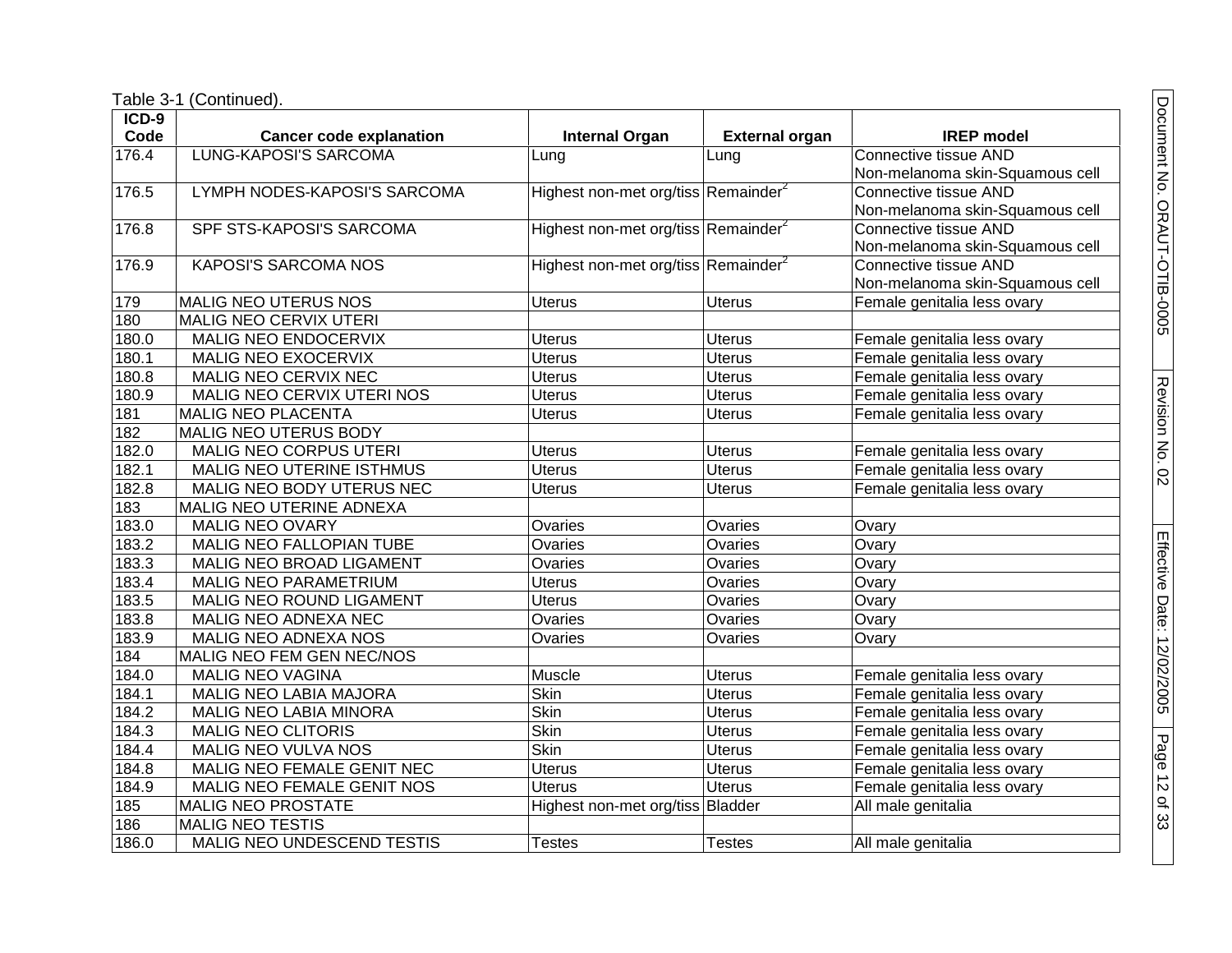Table 3-1 (Continued).

| ICD-9 Code | Cancer code explanation | Internal Organ | External organ | IREP model |
|---|---|---|---|---|
| 176.4 | LUNG-KAPOSI'S SARCOMA | Lung | Lung | Connective tissue AND Non-melanoma skin-Squamous cell |
| 176.5 | LYMPH NODES-KAPOSI'S SARCOMA | Highest non-met org/tiss | Remainder[2] | Connective tissue AND Non-melanoma skin-Squamous cell |
| 176.8 | SPF STS-KAPOSI'S SARCOMA | Highest non-met org/tiss | Remainder[2] | Connective tissue AND Non-melanoma skin-Squamous cell |
| 176.9 | KAPOSI'S SARCOMA NOS | Highest non-met org/tiss | Remainder[2] | Connective tissue AND Non-melanoma skin-Squamous cell |
| 179 | MALIG NEO UTERUS NOS | Uterus | Uterus | Female genitalia less ovary |
| 180 | MALIG NEO CERVIX UTERI | | | |
| 180.0 | MALIG NEO ENDOCERVIX | Uterus | Uterus | Female genitalia less ovary |
| 180.1 | MALIG NEO EXOCERVIX | Uterus | Uterus | Female genitalia less ovary |
| 180.8 | MALIG NEO CERVIX NEC | Uterus | Uterus | Female genitalia less ovary |
| 180.9 | MALIG NEO CERVIX UTERI NOS | Uterus | Uterus | Female genitalia less ovary |
| 181 | MALIG NEO PLACENTA | Uterus | Uterus | Female genitalia less ovary |
| 182 | MALIG NEO UTERUS BODY | | | |
| 182.0 | MALIG NEO CORPUS UTERI | Uterus | Uterus | Female genitalia less ovary |
| 182.1 | MALIG NEO UTERINE ISTHMUS | Uterus | Uterus | Female genitalia less ovary |
| 182.8 | MALIG NEO BODY UTERUS NEC | Uterus | Uterus | Female genitalia less ovary |
| 183 | MALIG NEO UTERINE ADNEXA | | | |
| 183.0 | MALIG NEO OVARY | Ovaries | Ovaries | Ovary |
| 183.2 | MALIG NEO FALLOPIAN TUBE | Ovaries | Ovaries | Ovary |
| 183.3 | MALIG NEO BROAD LIGAMENT | Ovaries | Ovaries | Ovary |
| 183.4 | MALIG NEO PARAMETRIUM | Uterus | Ovaries | Ovary |
| 183.5 | MALIG NEO ROUND LIGAMENT | Uterus | Ovaries | Ovary |
| 183.8 | MALIG NEO ADNEXA NEC | Ovaries | Ovaries | Ovary |
| 183.9 | MALIG NEO ADNEXA NOS | Ovaries | Ovaries | Ovary |
| 184 | MALIG NEO FEM GEN NEC/NOS | | | |
| 184.0 | MALIG NEO VAGINA | Muscle | Uterus | Female genitalia less ovary |
| 184.1 | MALIG NEO LABIA MAJORA | Skin | Uterus | Female genitalia less ovary |
| 184.2 | MALIG NEO LABIA MINORA | Skin | Uterus | Female genitalia less ovary |
| 184.3 | MALIG NEO CLITORIS | Skin | Uterus | Female genitalia less ovary |
| 184.4 | MALIG NEO VULVA NOS | Skin | Uterus | Female genitalia less ovary |
| 184.8 | MALIG NEO FEMALE GENIT NEC | Uterus | Uterus | Female genitalia less ovary |
| 184.9 | MALIG NEO FEMALE GENIT NOS | Uterus | Uterus | Female genitalia less ovary |
| 185 | MALIG NEO PROSTATE | Highest non-met org/tiss | Bladder | All male genitalia |
| 186 | MALIG NEO TESTIS | | | |
| 186.0 | MALIG NEO UNDESCEND TESTIS | Testes | Testes | All male genitalia |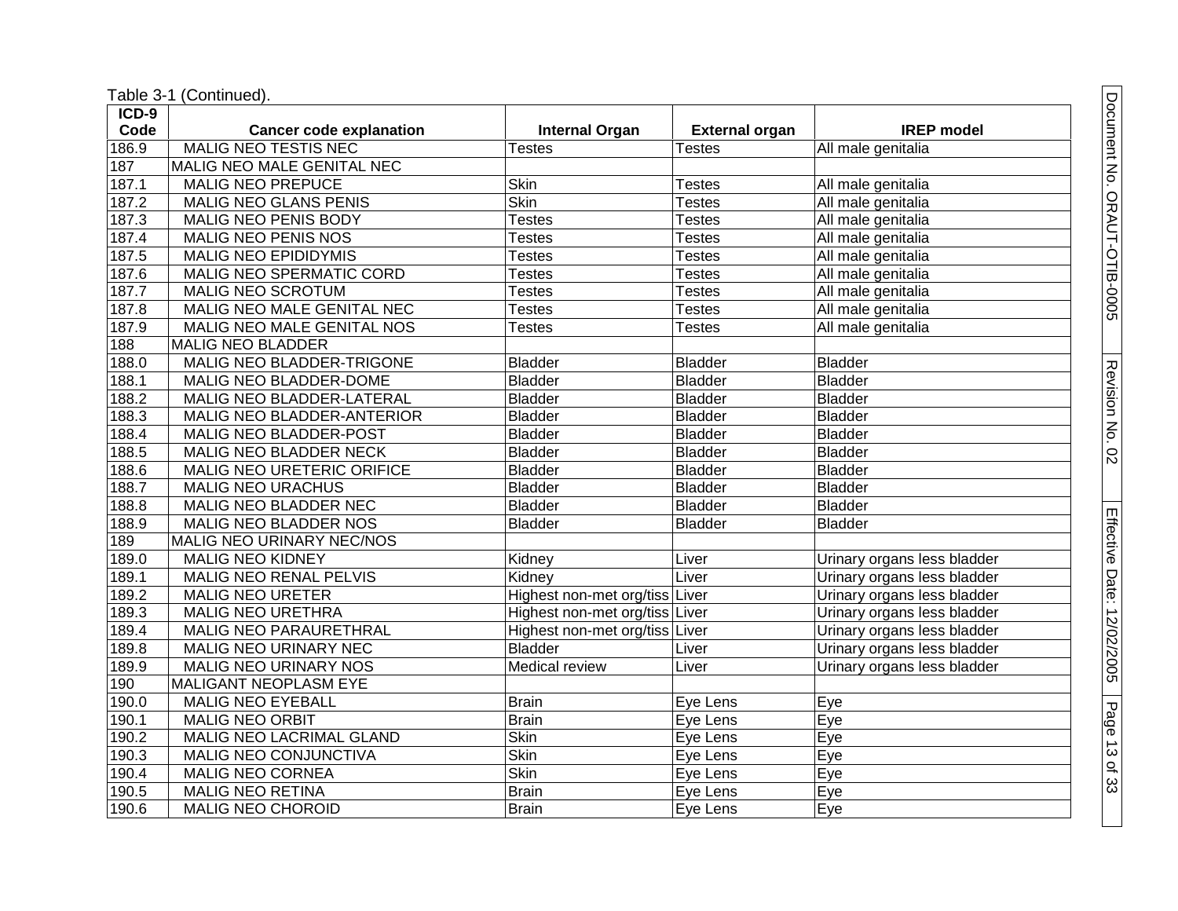Table 3-1 (Continued).

| ICD-9 Code | Cancer code explanation | Internal Organ | External organ | IREP model |
|---|---|---|---|---|
| 186.9 | MALIG NEO TESTIS NEC | Testes | Testes | All male genitalia |
| 187 | MALIG NEO MALE GENITAL NEC | | | |
| 187.1 | MALIG NEO PREPUCE | Skin | Testes | All male genitalia |
| 187.2 | MALIG NEO GLANS PENIS | Skin | Testes | All male genitalia |
| 187.3 | MALIG NEO PENIS BODY | Testes | Testes | All male genitalia |
| 187.4 | MALIG NEO PENIS NOS | Testes | Testes | All male genitalia |
| 187.5 | MALIG NEO EPIDIDYMIS | Testes | Testes | All male genitalia |
| 187.6 | MALIG NEO SPERMATIC CORD | Testes | Testes | All male genitalia |
| 187.7 | MALIG NEO SCROTUM | Testes | Testes | All male genitalia |
| 187.8 | MALIG NEO MALE GENITAL NEC | Testes | Testes | All male genitalia |
| 187.9 | MALIG NEO MALE GENITAL NOS | Testes | Testes | All male genitalia |
| 188 | MALIG NEO BLADDER | | | |
| 188.0 | MALIG NEO BLADDER-TRIGONE | Bladder | Bladder | Bladder |
| 188.1 | MALIG NEO BLADDER-DOME | Bladder | Bladder | Bladder |
| 188.2 | MALIG NEO BLADDER-LATERAL | Bladder | Bladder | Bladder |
| 188.3 | MALIG NEO BLADDER-ANTERIOR | Bladder | Bladder | Bladder |
| 188.4 | MALIG NEO BLADDER-POST | Bladder | Bladder | Bladder |
| 188.5 | MALIG NEO BLADDER NECK | Bladder | Bladder | Bladder |
| 188.6 | MALIG NEO URETERIC ORIFICE | Bladder | Bladder | Bladder |
| 188.7 | MALIG NEO URACHUS | Bladder | Bladder | Bladder |
| 188.8 | MALIG NEO BLADDER NEC | Bladder | Bladder | Bladder |
| 188.9 | MALIG NEO BLADDER NOS | Bladder | Bladder | Bladder |
| 189 | MALIG NEO URINARY NEC/NOS | | | |
| 189.0 | MALIG NEO KIDNEY | Kidney | Liver | Urinary organs less bladder |
| 189.1 | MALIG NEO RENAL PELVIS | Kidney | Liver | Urinary organs less bladder |
| 189.2 | MALIG NEO URETER | Highest non-met org/tiss | Liver | Urinary organs less bladder |
| 189.3 | MALIG NEO URETHRA | Highest non-met org/tiss | Liver | Urinary organs less bladder |
| 189.4 | MALIG NEO PARAURETHRAL | Highest non-met org/tiss | Liver | Urinary organs less bladder |
| 189.8 | MALIG NEO URINARY NEC | Bladder | Liver | Urinary organs less bladder |
| 189.9 | MALIG NEO URINARY NOS | Medical review | Liver | Urinary organs less bladder |
| 190 | MALIGANT NEOPLASM EYE | | | |
| 190.0 | MALIG NEO EYEBALL | Brain | Eye Lens | Eye |
| 190.1 | MALIG NEO ORBIT | Brain | Eye Lens | Eye |
| 190.2 | MALIG NEO LACRIMAL GLAND | Skin | Eye Lens | Eye |
| 190.3 | MALIG NEO CONJUNCTIVA | Skin | Eye Lens | Eye |
| 190.4 | MALIG NEO CORNEA | Skin | Eye Lens | Eye |
| 190.5 | MALIG NEO RETINA | Brain | Eye Lens | Eye |
| 190.6 | MALIG NEO CHOROID | Brain | Eye Lens | Eye |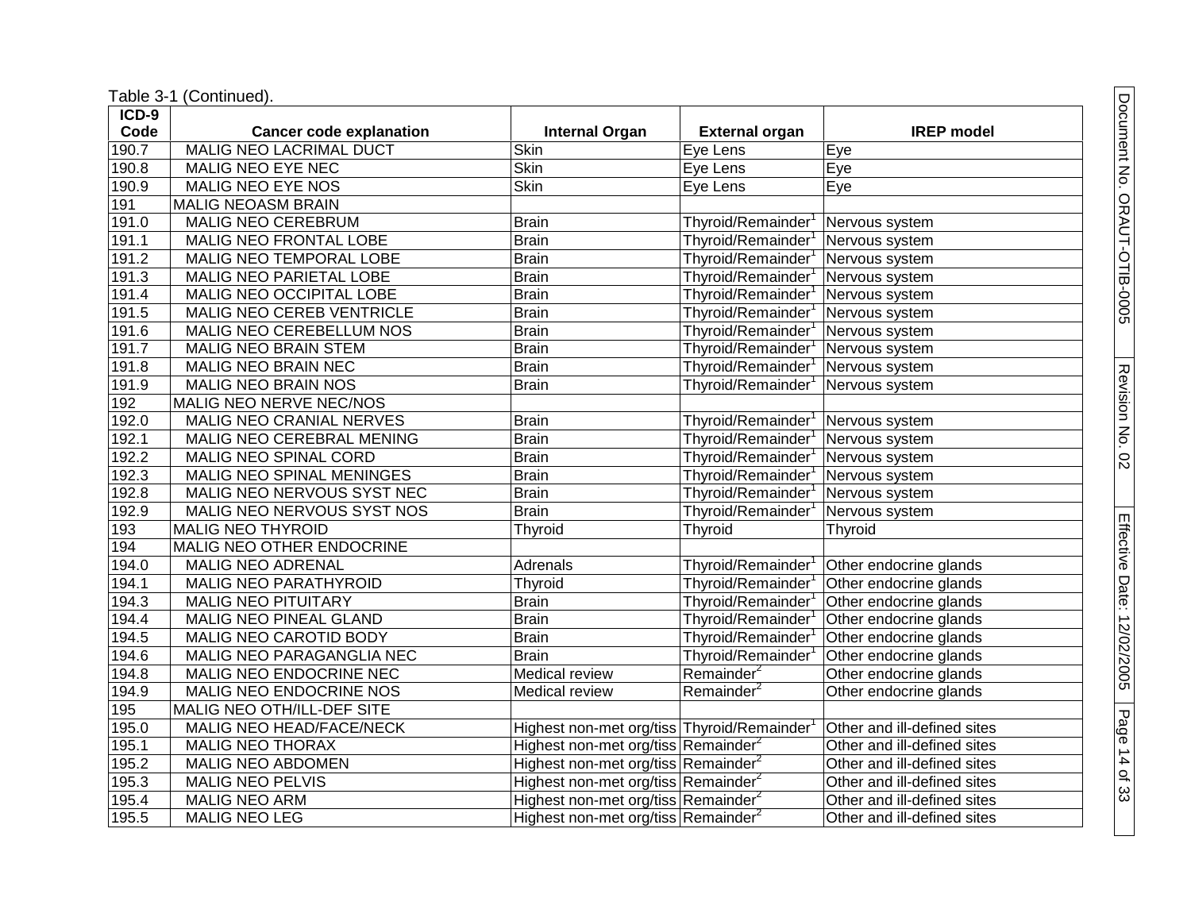Table 3-1 (Continued).

| ICD-9 Code | Cancer code explanation | Internal Organ | External organ | IREP model |
|---|---|---|---|---|
| 190.7 | MALIG NEO LACRIMAL DUCT | Skin | Eye Lens | Eye |
| 190.8 | MALIG NEO EYE NEC | Skin | Eye Lens | Eye |
| 190.9 | MALIG NEO EYE NOS | Skin | Eye Lens | Eye |
| 191 | MALIG NEOASM BRAIN | | | |
| 191.0 | MALIG NEO CEREBRUM | Brain | Thyroid/Remainder[1] | Nervous system |
| 191.1 | MALIG NEO FRONTAL LOBE | Brain | Thyroid/Remainder[1] | Nervous system |
| 191.2 | MALIG NEO TEMPORAL LOBE | Brain | Thyroid/Remainder[1] | Nervous system |
| 191.3 | MALIG NEO PARIETAL LOBE | Brain | Thyroid/Remainder[1] | Nervous system |
| 191.4 | MALIG NEO OCCIPITAL LOBE | Brain | Thyroid/Remainder[1] | Nervous system |
| 191.5 | MALIG NEO CEREB VENTRICLE | Brain | Thyroid/Remainder[1] | Nervous system |
| 191.6 | MALIG NEO CEREBELLUM NOS | Brain | Thyroid/Remainder[1] | Nervous system |
| 191.7 | MALIG NEO BRAIN STEM | Brain | Thyroid/Remainder[1] | Nervous system |
| 191.8 | MALIG NEO BRAIN NEC | Brain | Thyroid/Remainder[1] | Nervous system |
| 191.9 | MALIG NEO BRAIN NOS | Brain | Thyroid/Remainder[1] | Nervous system |
| 192 | MALIG NEO NERVE NEC/NOS | | | |
| 192.0 | MALIG NEO CRANIAL NERVES | Brain | Thyroid/Remainder[1] | Nervous system |
| 192.1 | MALIG NEO CEREBRAL MENING | Brain | Thyroid/Remainder[1] | Nervous system |
| 192.2 | MALIG NEO SPINAL CORD | Brain | Thyroid/Remainder[1] | Nervous system |
| 192.3 | MALIG NEO SPINAL MENINGES | Brain | Thyroid/Remainder[1] | Nervous system |
| 192.8 | MALIG NEO NERVOUS SYST NEC | Brain | Thyroid/Remainder[1] | Nervous system |
| 192.9 | MALIG NEO NERVOUS SYST NOS | Brain | Thyroid/Remainder[1] | Nervous system |
| 193 | MALIG NEO THYROID | Thyroid | Thyroid | Thyroid |
| 194 | MALIG NEO OTHER ENDOCRINE | | | |
| 194.0 | MALIG NEO ADRENAL | Adrenals | Thyroid/Remainder[1] | Other endocrine glands |
| 194.1 | MALIG NEO PARATHYROID | Thyroid | Thyroid/Remainder[1] | Other endocrine glands |
| 194.3 | MALIG NEO PITUITARY | Brain | Thyroid/Remainder[1] | Other endocrine glands |
| 194.4 | MALIG NEO PINEAL GLAND | Brain | Thyroid/Remainder[1] | Other endocrine glands |
| 194.5 | MALIG NEO CAROTID BODY | Brain | Thyroid/Remainder[1] | Other endocrine glands |
| 194.6 | MALIG NEO PARAGANGLIA NEC | Brain | Thyroid/Remainder[1] | Other endocrine glands |
| 194.8 | MALIG NEO ENDOCRINE NEC | Medical review | Remainder[2] | Other endocrine glands |
| 194.9 | MALIG NEO ENDOCRINE NOS | Medical review | Remainder[2] | Other endocrine glands |
| 195 | MALIG NEO OTH/ILL-DEF SITE | | | |
| 195.0 | MALIG NEO HEAD/FACE/NECK | Highest non-met org/tiss | Thyroid/Remainder[1] | Other and ill-defined sites |
| 195.1 | MALIG NEO THORAX | Highest non-met org/tiss | Remainder[2] | Other and ill-defined sites |
| 195.2 | MALIG NEO ABDOMEN | Highest non-met org/tiss | Remainder[2] | Other and ill-defined sites |
| 195.3 | MALIG NEO PELVIS | Highest non-met org/tiss | Remainder[2] | Other and ill-defined sites |
| 195.4 | MALIG NEO ARM | Highest non-met org/tiss | Remainder[2] | Other and ill-defined sites |
| 195.5 | MALIG NEO LEG | Highest non-met org/tiss | Remainder[2] | Other and ill-defined sites |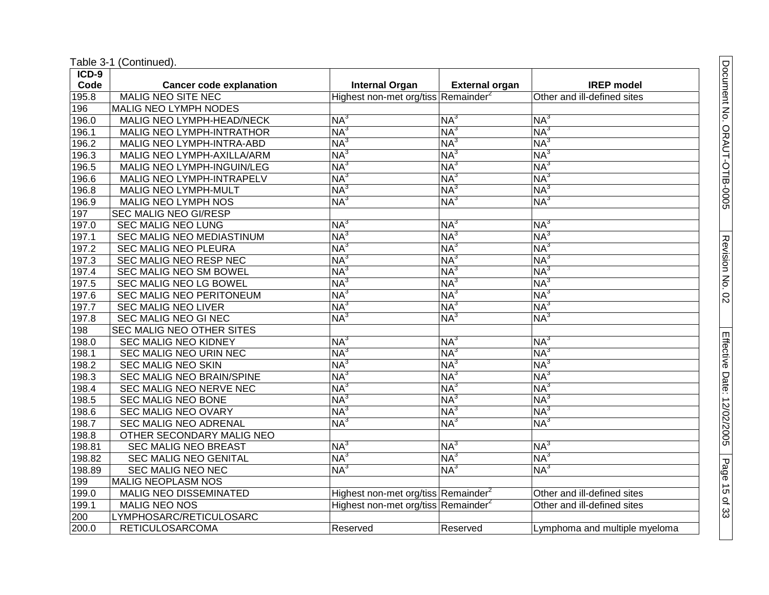Table 3-1 (Continued).

| ICD-9 Code | Cancer code explanation | Internal Organ | External organ | IREP model |
|---|---|---|---|---|
| 195.8 | MALIG NEO SITE NEC | Highest non-met org/tiss | Remainder[2] | Other and ill-defined sites |
| 196 | MALIG NEO LYMPH NODES | | | |
| 196.0 | MALIG NEO LYMPH-HEAD/NECK | NA[3] | NA[3] | NA[3] |
| 196.1 | MALIG NEO LYMPH-INTRATHOR | NA[3] | NA[3] | NA[3] |
| 196.2 | MALIG NEO LYMPH-INTRA-ABD | NA[3] | NA[3] | NA[3] |
| 196.3 | MALIG NEO LYMPH-AXILLA/ARM | NA[3] | NA[3] | NA[3] |
| 196.5 | MALIG NEO LYMPH-INGUIN/LEG | NA[3] | NA[3] | NA[3] |
| 196.6 | MALIG NEO LYMPH-INTRAPELV | NA[3] | NA[3] | NA[3] |
| 196.8 | MALIG NEO LYMPH-MULT | NA[3] | NA[3] | NA[3] |
| 196.9 | MALIG NEO LYMPH NOS | NA[3] | NA[3] | NA[3] |
| 197 | SEC MALIG NEO GI/RESP | | | |
| 197.0 | SEC MALIG NEO LUNG | NA[3] | NA[3] | NA[3] |
| 197.1 | SEC MALIG NEO MEDIASTINUM | NA[3] | NA[3] | NA[3] |
| 197.2 | SEC MALIG NEO PLEURA | NA[3] | NA[3] | NA[3] |
| 197.3 | SEC MALIG NEO RESP NEC | NA[3] | NA[3] | NA[3] |
| 197.4 | SEC MALIG NEO SM BOWEL | NA[3] | NA[3] | NA[3] |
| 197.5 | SEC MALIG NEO LG BOWEL | NA[3] | NA[3] | NA[3] |
| 197.6 | SEC MALIG NEO PERITONEUM | NA[3] | NA[3] | NA[3] |
| 197.7 | SEC MALIG NEO LIVER | NA[3] | NA[3] | NA[3] |
| 197.8 | SEC MALIG NEO GI NEC | NA[3] | NA[3] | NA[3] |
| 198 | SEC MALIG NEO OTHER SITES | | | |
| 198.0 | SEC MALIG NEO KIDNEY | NA[3] | NA[3] | NA[3] |
| 198.1 | SEC MALIG NEO URIN NEC | NA[3] | NA[3] | NA[3] |
| 198.2 | SEC MALIG NEO SKIN | NA[3] | NA[3] | NA[3] |
| 198.3 | SEC MALIG NEO BRAIN/SPINE | NA[3] | NA[3] | NA[3] |
| 198.4 | SEC MALIG NEO NERVE NEC | NA[3] | NA[3] | NA[3] |
| 198.5 | SEC MALIG NEO BONE | NA[3] | NA[3] | NA[3] |
| 198.6 | SEC MALIG NEO OVARY | NA[3] | NA[3] | NA[3] |
| 198.7 | SEC MALIG NEO ADRENAL | NA[3] | NA[3] | NA[3] |
| 198.8 | OTHER SECONDARY MALIG NEO | | | |
| 198.81 | SEC MALIG NEO BREAST | NA[3] | NA[3] | NA[3] |
| 198.82 | SEC MALIG NEO GENITAL | NA[3] | NA[3] | NA[3] |
| 198.89 | SEC MALIG NEO NEC | NA[3] | NA[3] | NA[3] |
| 199 | MALIG NEOPLASM NOS | | | |
| 199.0 | MALIG NEO DISSEMINATED | Highest non-met org/tiss | Remainder[2] | Other and ill-defined sites |
| 199.1 | MALIG NEO NOS | Highest non-met org/tiss | Remainder[2] | Other and ill-defined sites |
| 200 | LYMPHOSARC/RETICULOSARC | | | |
| 200.0 | RETICULOSARCOMA | Reserved | Reserved | Lymphoma and multiple myeloma |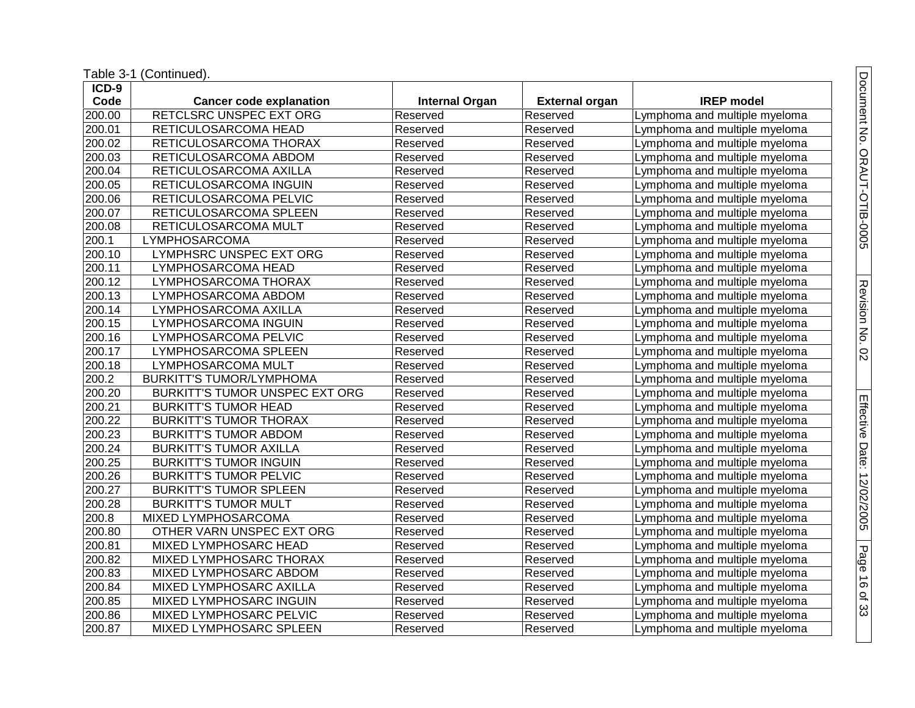Table 3-1 (Continued).

| ICD-9 Code | Cancer code explanation | Internal Organ | External organ | IREP model |
|---|---|---|---|---|
| 200.00 | RETCLSRC UNSPEC EXT ORG | Reserved | Reserved | Lymphoma and multiple myeloma |
| 200.01 | RETICULOSARCOMA HEAD | Reserved | Reserved | Lymphoma and multiple myeloma |
| 200.02 | RETICULOSARCOMA THORAX | Reserved | Reserved | Lymphoma and multiple myeloma |
| 200.03 | RETICULOSARCOMA ABDOM | Reserved | Reserved | Lymphoma and multiple myeloma |
| 200.04 | RETICULOSARCOMA AXILLA | Reserved | Reserved | Lymphoma and multiple myeloma |
| 200.05 | RETICULOSARCOMA INGUIN | Reserved | Reserved | Lymphoma and multiple myeloma |
| 200.06 | RETICULOSARCOMA PELVIC | Reserved | Reserved | Lymphoma and multiple myeloma |
| 200.07 | RETICULOSARCOMA SPLEEN | Reserved | Reserved | Lymphoma and multiple myeloma |
| 200.08 | RETICULOSARCOMA MULT | Reserved | Reserved | Lymphoma and multiple myeloma |
| 200.1 | LYMPHOSARCOMA | Reserved | Reserved | Lymphoma and multiple myeloma |
| 200.10 | LYMPHSRC UNSPEC EXT ORG | Reserved | Reserved | Lymphoma and multiple myeloma |
| 200.11 | LYMPHOSARCOMA HEAD | Reserved | Reserved | Lymphoma and multiple myeloma |
| 200.12 | LYMPHOSARCOMA THORAX | Reserved | Reserved | Lymphoma and multiple myeloma |
| 200.13 | LYMPHOSARCOMA ABDOM | Reserved | Reserved | Lymphoma and multiple myeloma |
| 200.14 | LYMPHOSARCOMA AXILLA | Reserved | Reserved | Lymphoma and multiple myeloma |
| 200.15 | LYMPHOSARCOMA INGUIN | Reserved | Reserved | Lymphoma and multiple myeloma |
| 200.16 | LYMPHOSARCOMA PELVIC | Reserved | Reserved | Lymphoma and multiple myeloma |
| 200.17 | LYMPHOSARCOMA SPLEEN | Reserved | Reserved | Lymphoma and multiple myeloma |
| 200.18 | LYMPHOSARCOMA MULT | Reserved | Reserved | Lymphoma and multiple myeloma |
| 200.2 | BURKITT'S TUMOR/LYMPHOMA | Reserved | Reserved | Lymphoma and multiple myeloma |
| 200.20 | BURKITT'S TUMOR UNSPEC EXT ORG | Reserved | Reserved | Lymphoma and multiple myeloma |
| 200.21 | BURKITT'S TUMOR HEAD | Reserved | Reserved | Lymphoma and multiple myeloma |
| 200.22 | BURKITT'S TUMOR THORAX | Reserved | Reserved | Lymphoma and multiple myeloma |
| 200.23 | BURKITT'S TUMOR ABDOM | Reserved | Reserved | Lymphoma and multiple myeloma |
| 200.24 | BURKITT'S TUMOR AXILLA | Reserved | Reserved | Lymphoma and multiple myeloma |
| 200.25 | BURKITT'S TUMOR INGUIN | Reserved | Reserved | Lymphoma and multiple myeloma |
| 200.26 | BURKITT'S TUMOR PELVIC | Reserved | Reserved | Lymphoma and multiple myeloma |
| 200.27 | BURKITT'S TUMOR SPLEEN | Reserved | Reserved | Lymphoma and multiple myeloma |
| 200.28 | BURKITT'S TUMOR MULT | Reserved | Reserved | Lymphoma and multiple myeloma |
| 200.8 | MIXED LYMPHOSARCOMA | Reserved | Reserved | Lymphoma and multiple myeloma |
| 200.80 | OTHER VARN UNSPEC EXT ORG | Reserved | Reserved | Lymphoma and multiple myeloma |
| 200.81 | MIXED LYMPHOSARC HEAD | Reserved | Reserved | Lymphoma and multiple myeloma |
| 200.82 | MIXED LYMPHOSARC THORAX | Reserved | Reserved | Lymphoma and multiple myeloma |
| 200.83 | MIXED LYMPHOSARC ABDOM | Reserved | Reserved | Lymphoma and multiple myeloma |
| 200.84 | MIXED LYMPHOSARC AXILLA | Reserved | Reserved | Lymphoma and multiple myeloma |
| 200.85 | MIXED LYMPHOSARC INGUIN | Reserved | Reserved | Lymphoma and multiple myeloma |
| 200.86 | MIXED LYMPHOSARC PELVIC | Reserved | Reserved | Lymphoma and multiple myeloma |
| 200.87 | MIXED LYMPHOSARC SPLEEN | Reserved | Reserved | Lymphoma and multiple myeloma |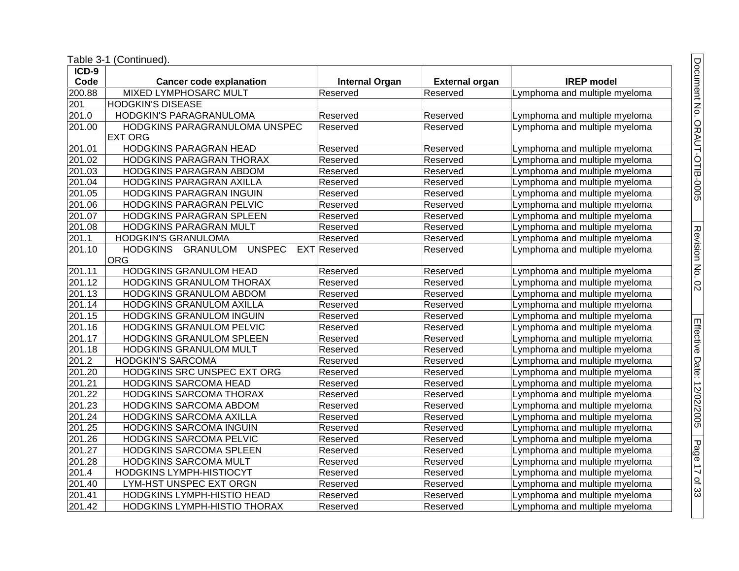Table 3-1 (Continued).

| ICD-9 Code | Cancer code explanation | Internal Organ | External organ | IREP model |
|---|---|---|---|---|
| 200.88 | MIXED LYMPHOSARC MULT | Reserved | Reserved | Lymphoma and multiple myeloma |
| 201 | HODGKIN'S DISEASE | | | |
| 201.0 | HODGKIN'S PARAGRANULOMA | Reserved | Reserved | Lymphoma and multiple myeloma |
| 201.00 | HODGKINS PARAGRANULOMA UNSPEC EXT ORG | Reserved | Reserved | Lymphoma and multiple myeloma |
| 201.01 | HODGKINS PARAGRAN HEAD | Reserved | Reserved | Lymphoma and multiple myeloma |
| 201.02 | HODGKINS PARAGRAN THORAX | Reserved | Reserved | Lymphoma and multiple myeloma |
| 201.03 | HODGKINS PARAGRAN ABDOM | Reserved | Reserved | Lymphoma and multiple myeloma |
| 201.04 | HODGKINS PARAGRAN AXILLA | Reserved | Reserved | Lymphoma and multiple myeloma |
| 201.05 | HODGKINS PARAGRAN INGUIN | Reserved | Reserved | Lymphoma and multiple myeloma |
| 201.06 | HODGKINS PARAGRAN PELVIC | Reserved | Reserved | Lymphoma and multiple myeloma |
| 201.07 | HODGKINS PARAGRAN SPLEEN | Reserved | Reserved | Lymphoma and multiple myeloma |
| 201.08 | HODGKINS PARAGRAN MULT | Reserved | Reserved | Lymphoma and multiple myeloma |
| 201.1 | HODGKIN'S GRANULOMA | Reserved | Reserved | Lymphoma and multiple myeloma |
| 201.10 | HODGKINS GRANULOM UNSPEC EXT ORG | Reserved | Reserved | Lymphoma and multiple myeloma |
| 201.11 | HODGKINS GRANULOM HEAD | Reserved | Reserved | Lymphoma and multiple myeloma |
| 201.12 | HODGKINS GRANULOM THORAX | Reserved | Reserved | Lymphoma and multiple myeloma |
| 201.13 | HODGKINS GRANULOM ABDOM | Reserved | Reserved | Lymphoma and multiple myeloma |
| 201.14 | HODGKINS GRANULOM AXILLA | Reserved | Reserved | Lymphoma and multiple myeloma |
| 201.15 | HODGKINS GRANULOM INGUIN | Reserved | Reserved | Lymphoma and multiple myeloma |
| 201.16 | HODGKINS GRANULOM PELVIC | Reserved | Reserved | Lymphoma and multiple myeloma |
| 201.17 | HODGKINS GRANULOM SPLEEN | Reserved | Reserved | Lymphoma and multiple myeloma |
| 201.18 | HODGKINS GRANULOM MULT | Reserved | Reserved | Lymphoma and multiple myeloma |
| 201.2 | HODGKIN'S SARCOMA | Reserved | Reserved | Lymphoma and multiple myeloma |
| 201.20 | HODGKINS SRC UNSPEC EXT ORG | Reserved | Reserved | Lymphoma and multiple myeloma |
| 201.21 | HODGKINS SARCOMA HEAD | Reserved | Reserved | Lymphoma and multiple myeloma |
| 201.22 | HODGKINS SARCOMA THORAX | Reserved | Reserved | Lymphoma and multiple myeloma |
| 201.23 | HODGKINS SARCOMA ABDOM | Reserved | Reserved | Lymphoma and multiple myeloma |
| 201.24 | HODGKINS SARCOMA AXILLA | Reserved | Reserved | Lymphoma and multiple myeloma |
| 201.25 | HODGKINS SARCOMA INGUIN | Reserved | Reserved | Lymphoma and multiple myeloma |
| 201.26 | HODGKINS SARCOMA PELVIC | Reserved | Reserved | Lymphoma and multiple myeloma |
| 201.27 | HODGKINS SARCOMA SPLEEN | Reserved | Reserved | Lymphoma and multiple myeloma |
| 201.28 | HODGKINS SARCOMA MULT | Reserved | Reserved | Lymphoma and multiple myeloma |
| 201.4 | HODGKINS LYMPH-HISTIOCYT | Reserved | Reserved | Lymphoma and multiple myeloma |
| 201.40 | LYM-HST UNSPEC EXT ORGN | Reserved | Reserved | Lymphoma and multiple myeloma |
| 201.41 | HODGKINS LYMPH-HISTIO HEAD | Reserved | Reserved | Lymphoma and multiple myeloma |
| 201.42 | HODGKINS LYMPH-HISTIO THORAX | Reserved | Reserved | Lymphoma and multiple myeloma |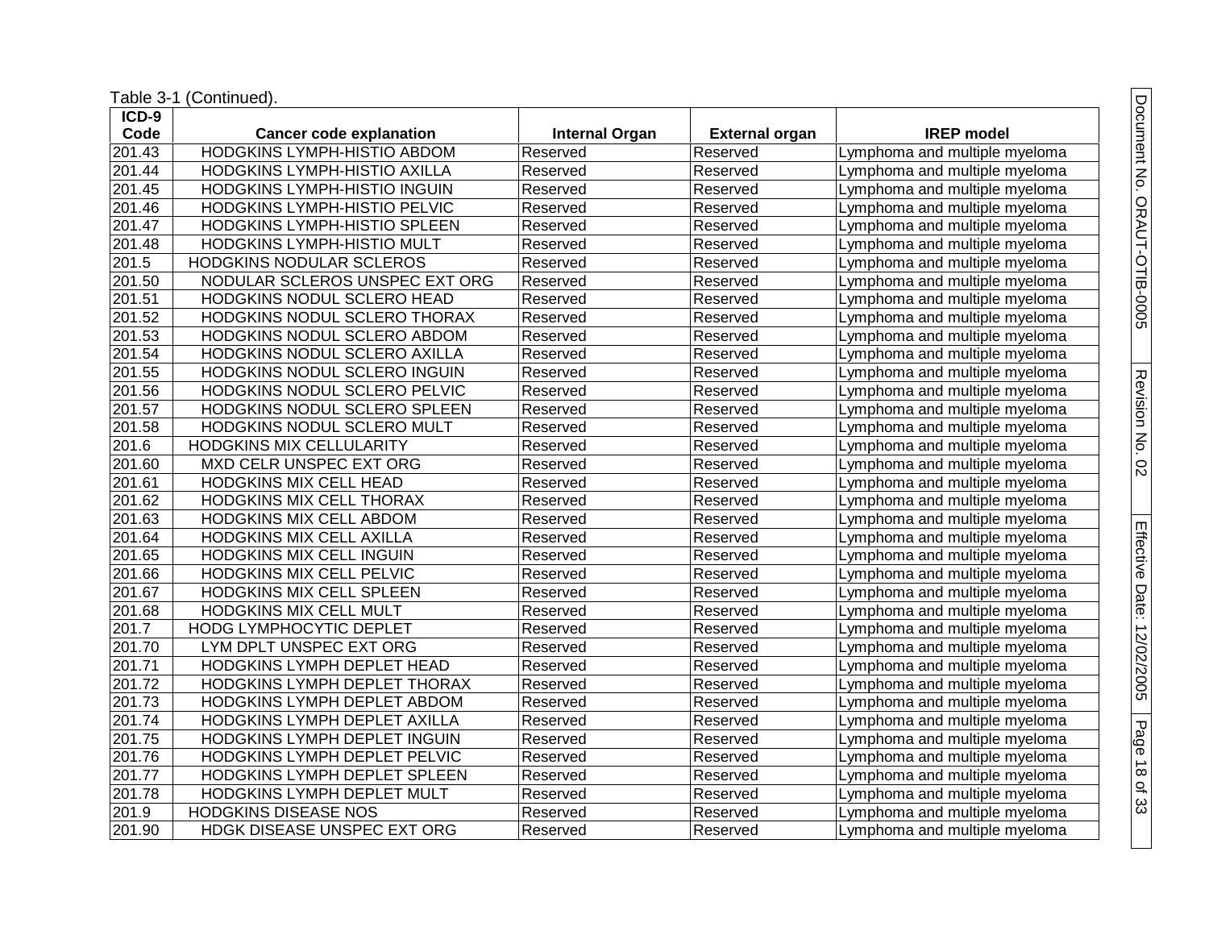Table 3-1 (Continued).

| ICD-9 Code | Cancer code explanation | Internal Organ | External organ | IREP model |
|---|---|---|---|---|
| 201.43 | HODGKINS LYMPH-HISTIO ABDOM | Reserved | Reserved | Lymphoma and multiple myeloma |
| 201.44 | HODGKINS LYMPH-HISTIO AXILLA | Reserved | Reserved | Lymphoma and multiple myeloma |
| 201.45 | HODGKINS LYMPH-HISTIO INGUIN | Reserved | Reserved | Lymphoma and multiple myeloma |
| 201.46 | HODGKINS LYMPH-HISTIO PELVIC | Reserved | Reserved | Lymphoma and multiple myeloma |
| 201.47 | HODGKINS LYMPH-HISTIO SPLEEN | Reserved | Reserved | Lymphoma and multiple myeloma |
| 201.48 | HODGKINS LYMPH-HISTIO MULT | Reserved | Reserved | Lymphoma and multiple myeloma |
| 201.5 | HODGKINS NODULAR SCLEROS | Reserved | Reserved | Lymphoma and multiple myeloma |
| 201.50 | NODULAR SCLEROS UNSPEC EXT ORG | Reserved | Reserved | Lymphoma and multiple myeloma |
| 201.51 | HODGKINS NODUL SCLERO HEAD | Reserved | Reserved | Lymphoma and multiple myeloma |
| 201.52 | HODGKINS NODUL SCLERO THORAX | Reserved | Reserved | Lymphoma and multiple myeloma |
| 201.53 | HODGKINS NODUL SCLERO ABDOM | Reserved | Reserved | Lymphoma and multiple myeloma |
| 201.54 | HODGKINS NODUL SCLERO AXILLA | Reserved | Reserved | Lymphoma and multiple myeloma |
| 201.55 | HODGKINS NODUL SCLERO INGUIN | Reserved | Reserved | Lymphoma and multiple myeloma |
| 201.56 | HODGKINS NODUL SCLERO PELVIC | Reserved | Reserved | Lymphoma and multiple myeloma |
| 201.57 | HODGKINS NODUL SCLERO SPLEEN | Reserved | Reserved | Lymphoma and multiple myeloma |
| 201.58 | HODGKINS NODUL SCLERO MULT | Reserved | Reserved | Lymphoma and multiple myeloma |
| 201.6 | HODGKINS MIX CELLULARITY | Reserved | Reserved | Lymphoma and multiple myeloma |
| 201.60 | MXD CELR UNSPEC EXT ORG | Reserved | Reserved | Lymphoma and multiple myeloma |
| 201.61 | HODGKINS MIX CELL HEAD | Reserved | Reserved | Lymphoma and multiple myeloma |
| 201.62 | HODGKINS MIX CELL THORAX | Reserved | Reserved | Lymphoma and multiple myeloma |
| 201.63 | HODGKINS MIX CELL ABDOM | Reserved | Reserved | Lymphoma and multiple myeloma |
| 201.64 | HODGKINS MIX CELL AXILLA | Reserved | Reserved | Lymphoma and multiple myeloma |
| 201.65 | HODGKINS MIX CELL INGUIN | Reserved | Reserved | Lymphoma and multiple myeloma |
| 201.66 | HODGKINS MIX CELL PELVIC | Reserved | Reserved | Lymphoma and multiple myeloma |
| 201.67 | HODGKINS MIX CELL SPLEEN | Reserved | Reserved | Lymphoma and multiple myeloma |
| 201.68 | HODGKINS MIX CELL MULT | Reserved | Reserved | Lymphoma and multiple myeloma |
| 201.7 | HODG LYMPHOCYTIC DEPLET | Reserved | Reserved | Lymphoma and multiple myeloma |
| 201.70 | LYM DPLT UNSPEC EXT ORG | Reserved | Reserved | Lymphoma and multiple myeloma |
| 201.71 | HODGKINS LYMPH DEPLET HEAD | Reserved | Reserved | Lymphoma and multiple myeloma |
| 201.72 | HODGKINS LYMPH DEPLET THORAX | Reserved | Reserved | Lymphoma and multiple myeloma |
| 201.73 | HODGKINS LYMPH DEPLET ABDOM | Reserved | Reserved | Lymphoma and multiple myeloma |
| 201.74 | HODGKINS LYMPH DEPLET AXILLA | Reserved | Reserved | Lymphoma and multiple myeloma |
| 201.75 | HODGKINS LYMPH DEPLET INGUIN | Reserved | Reserved | Lymphoma and multiple myeloma |
| 201.76 | HODGKINS LYMPH DEPLET PELVIC | Reserved | Reserved | Lymphoma and multiple myeloma |
| 201.77 | HODGKINS LYMPH DEPLET SPLEEN | Reserved | Reserved | Lymphoma and multiple myeloma |
| 201.78 | HODGKINS LYMPH DEPLET MULT | Reserved | Reserved | Lymphoma and multiple myeloma |
| 201.9 | HODGKINS DISEASE NOS | Reserved | Reserved | Lymphoma and multiple myeloma |
| 201.90 | HDGK DISEASE UNSPEC EXT ORG | Reserved | Reserved | Lymphoma and multiple myeloma |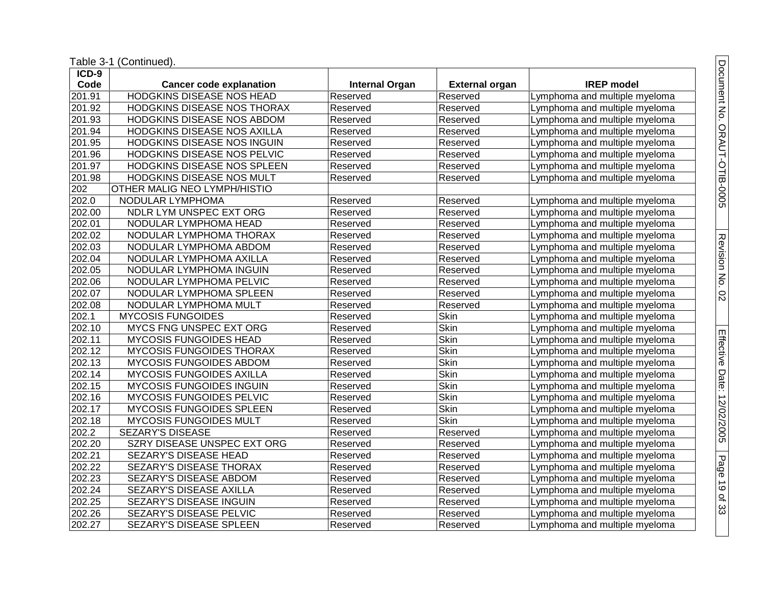Table 3-1 (Continued).

| ICD-9 Code | Cancer code explanation | Internal Organ | External organ | IREP model |
|---|---|---|---|---|
| 201.91 | HODGKINS DISEASE NOS HEAD | Reserved | Reserved | Lymphoma and multiple myeloma |
| 201.92 | HODGKINS DISEASE NOS THORAX | Reserved | Reserved | Lymphoma and multiple myeloma |
| 201.93 | HODGKINS DISEASE NOS ABDOM | Reserved | Reserved | Lymphoma and multiple myeloma |
| 201.94 | HODGKINS DISEASE NOS AXILLA | Reserved | Reserved | Lymphoma and multiple myeloma |
| 201.95 | HODGKINS DISEASE NOS INGUIN | Reserved | Reserved | Lymphoma and multiple myeloma |
| 201.96 | HODGKINS DISEASE NOS PELVIC | Reserved | Reserved | Lymphoma and multiple myeloma |
| 201.97 | HODGKINS DISEASE NOS SPLEEN | Reserved | Reserved | Lymphoma and multiple myeloma |
| 201.98 | HODGKINS DISEASE NOS MULT | Reserved | Reserved | Lymphoma and multiple myeloma |
| 202 | OTHER MALIG NEO LYMPH/HISTIO | | | |
| 202.0 | NODULAR LYMPHOMA | Reserved | Reserved | Lymphoma and multiple myeloma |
| 202.00 | NDLR LYM UNSPEC EXT ORG | Reserved | Reserved | Lymphoma and multiple myeloma |
| 202.01 | NODULAR LYMPHOMA HEAD | Reserved | Reserved | Lymphoma and multiple myeloma |
| 202.02 | NODULAR LYMPHOMA THORAX | Reserved | Reserved | Lymphoma and multiple myeloma |
| 202.03 | NODULAR LYMPHOMA ABDOM | Reserved | Reserved | Lymphoma and multiple myeloma |
| 202.04 | NODULAR LYMPHOMA AXILLA | Reserved | Reserved | Lymphoma and multiple myeloma |
| 202.05 | NODULAR LYMPHOMA INGUIN | Reserved | Reserved | Lymphoma and multiple myeloma |
| 202.06 | NODULAR LYMPHOMA PELVIC | Reserved | Reserved | Lymphoma and multiple myeloma |
| 202.07 | NODULAR LYMPHOMA SPLEEN | Reserved | Reserved | Lymphoma and multiple myeloma |
| 202.08 | NODULAR LYMPHOMA MULT | Reserved | Reserved | Lymphoma and multiple myeloma |
| 202.1 | MYCOSIS FUNGOIDES | Reserved | Skin | Lymphoma and multiple myeloma |
| 202.10 | MYCS FNG UNSPEC EXT ORG | Reserved | Skin | Lymphoma and multiple myeloma |
| 202.11 | MYCOSIS FUNGOIDES HEAD | Reserved | Skin | Lymphoma and multiple myeloma |
| 202.12 | MYCOSIS FUNGOIDES THORAX | Reserved | Skin | Lymphoma and multiple myeloma |
| 202.13 | MYCOSIS FUNGOIDES ABDOM | Reserved | Skin | Lymphoma and multiple myeloma |
| 202.14 | MYCOSIS FUNGOIDES AXILLA | Reserved | Skin | Lymphoma and multiple myeloma |
| 202.15 | MYCOSIS FUNGOIDES INGUIN | Reserved | Skin | Lymphoma and multiple myeloma |
| 202.16 | MYCOSIS FUNGOIDES PELVIC | Reserved | Skin | Lymphoma and multiple myeloma |
| 202.17 | MYCOSIS FUNGOIDES SPLEEN | Reserved | Skin | Lymphoma and multiple myeloma |
| 202.18 | MYCOSIS FUNGOIDES MULT | Reserved | Skin | Lymphoma and multiple myeloma |
| 202.2 | SEZARY'S DISEASE | Reserved | Reserved | Lymphoma and multiple myeloma |
| 202.20 | SZRY DISEASE UNSPEC EXT ORG | Reserved | Reserved | Lymphoma and multiple myeloma |
| 202.21 | SEZARY'S DISEASE HEAD | Reserved | Reserved | Lymphoma and multiple myeloma |
| 202.22 | SEZARY'S DISEASE THORAX | Reserved | Reserved | Lymphoma and multiple myeloma |
| 202.23 | SEZARY'S DISEASE ABDOM | Reserved | Reserved | Lymphoma and multiple myeloma |
| 202.24 | SEZARY'S DISEASE AXILLA | Reserved | Reserved | Lymphoma and multiple myeloma |
| 202.25 | SEZARY'S DISEASE INGUIN | Reserved | Reserved | Lymphoma and multiple myeloma |
| 202.26 | SEZARY'S DISEASE PELVIC | Reserved | Reserved | Lymphoma and multiple myeloma |
| 202.27 | SEZARY'S DISEASE SPLEEN | Reserved | Reserved | Lymphoma and multiple myeloma |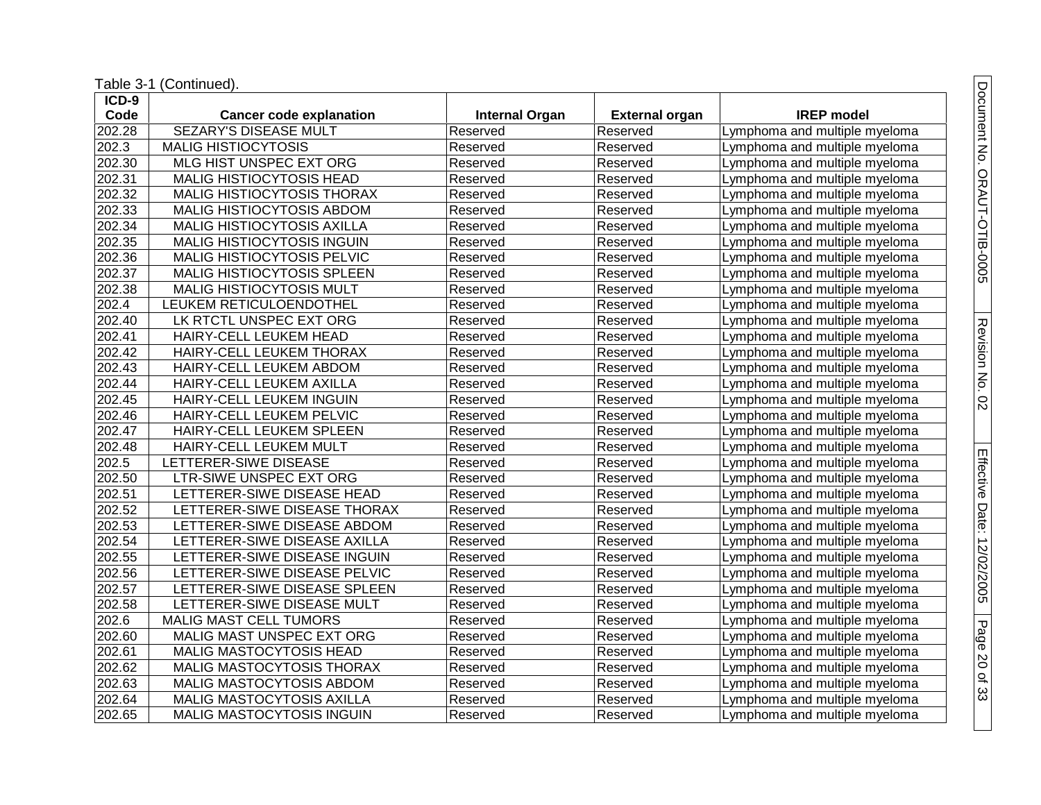Table 3-1 (Continued).

| ICD-9 Code | Cancer code explanation | Internal Organ | External organ | IREP model |
|---|---|---|---|---|
| 202.28 | SEZARY'S DISEASE MULT | Reserved | Reserved | Lymphoma and multiple myeloma |
| 202.3 | MALIG HISTIOCYTOSIS | Reserved | Reserved | Lymphoma and multiple myeloma |
| 202.30 | MLG HIST UNSPEC EXT ORG | Reserved | Reserved | Lymphoma and multiple myeloma |
| 202.31 | MALIG HISTIOCYTOSIS HEAD | Reserved | Reserved | Lymphoma and multiple myeloma |
| 202.32 | MALIG HISTIOCYTOSIS THORAX | Reserved | Reserved | Lymphoma and multiple myeloma |
| 202.33 | MALIG HISTIOCYTOSIS ABDOM | Reserved | Reserved | Lymphoma and multiple myeloma |
| 202.34 | MALIG HISTIOCYTOSIS AXILLA | Reserved | Reserved | Lymphoma and multiple myeloma |
| 202.35 | MALIG HISTIOCYTOSIS INGUIN | Reserved | Reserved | Lymphoma and multiple myeloma |
| 202.36 | MALIG HISTIOCYTOSIS PELVIC | Reserved | Reserved | Lymphoma and multiple myeloma |
| 202.37 | MALIG HISTIOCYTOSIS SPLEEN | Reserved | Reserved | Lymphoma and multiple myeloma |
| 202.38 | MALIG HISTIOCYTOSIS MULT | Reserved | Reserved | Lymphoma and multiple myeloma |
| 202.4 | LEUKEM RETICULOENDOTHEL | Reserved | Reserved | Lymphoma and multiple myeloma |
| 202.40 | LK RTCTL UNSPEC EXT ORG | Reserved | Reserved | Lymphoma and multiple myeloma |
| 202.41 | HAIRY-CELL LEUKEM HEAD | Reserved | Reserved | Lymphoma and multiple myeloma |
| 202.42 | HAIRY-CELL LEUKEM THORAX | Reserved | Reserved | Lymphoma and multiple myeloma |
| 202.43 | HAIRY-CELL LEUKEM ABDOM | Reserved | Reserved | Lymphoma and multiple myeloma |
| 202.44 | HAIRY-CELL LEUKEM AXILLA | Reserved | Reserved | Lymphoma and multiple myeloma |
| 202.45 | HAIRY-CELL LEUKEM INGUIN | Reserved | Reserved | Lymphoma and multiple myeloma |
| 202.46 | HAIRY-CELL LEUKEM PELVIC | Reserved | Reserved | Lymphoma and multiple myeloma |
| 202.47 | HAIRY-CELL LEUKEM SPLEEN | Reserved | Reserved | Lymphoma and multiple myeloma |
| 202.48 | HAIRY-CELL LEUKEM MULT | Reserved | Reserved | Lymphoma and multiple myeloma |
| 202.5 | LETTERER-SIWE DISEASE | Reserved | Reserved | Lymphoma and multiple myeloma |
| 202.50 | LTR-SIWE UNSPEC EXT ORG | Reserved | Reserved | Lymphoma and multiple myeloma |
| 202.51 | LETTERER-SIWE DISEASE HEAD | Reserved | Reserved | Lymphoma and multiple myeloma |
| 202.52 | LETTERER-SIWE DISEASE THORAX | Reserved | Reserved | Lymphoma and multiple myeloma |
| 202.53 | LETTERER-SIWE DISEASE ABDOM | Reserved | Reserved | Lymphoma and multiple myeloma |
| 202.54 | LETTERER-SIWE DISEASE AXILLA | Reserved | Reserved | Lymphoma and multiple myeloma |
| 202.55 | LETTERER-SIWE DISEASE INGUIN | Reserved | Reserved | Lymphoma and multiple myeloma |
| 202.56 | LETTERER-SIWE DISEASE PELVIC | Reserved | Reserved | Lymphoma and multiple myeloma |
| 202.57 | LETTERER-SIWE DISEASE SPLEEN | Reserved | Reserved | Lymphoma and multiple myeloma |
| 202.58 | LETTERER-SIWE DISEASE MULT | Reserved | Reserved | Lymphoma and multiple myeloma |
| 202.6 | MALIG MAST CELL TUMORS | Reserved | Reserved | Lymphoma and multiple myeloma |
| 202.60 | MALIG MAST UNSPEC EXT ORG | Reserved | Reserved | Lymphoma and multiple myeloma |
| 202.61 | MALIG MASTOCYTOSIS HEAD | Reserved | Reserved | Lymphoma and multiple myeloma |
| 202.62 | MALIG MASTOCYTOSIS THORAX | Reserved | Reserved | Lymphoma and multiple myeloma |
| 202.63 | MALIG MASTOCYTOSIS ABDOM | Reserved | Reserved | Lymphoma and multiple myeloma |
| 202.64 | MALIG MASTOCYTOSIS AXILLA | Reserved | Reserved | Lymphoma and multiple myeloma |
| 202.65 | MALIG MASTOCYTOSIS INGUIN | Reserved | Reserved | Lymphoma and multiple myeloma |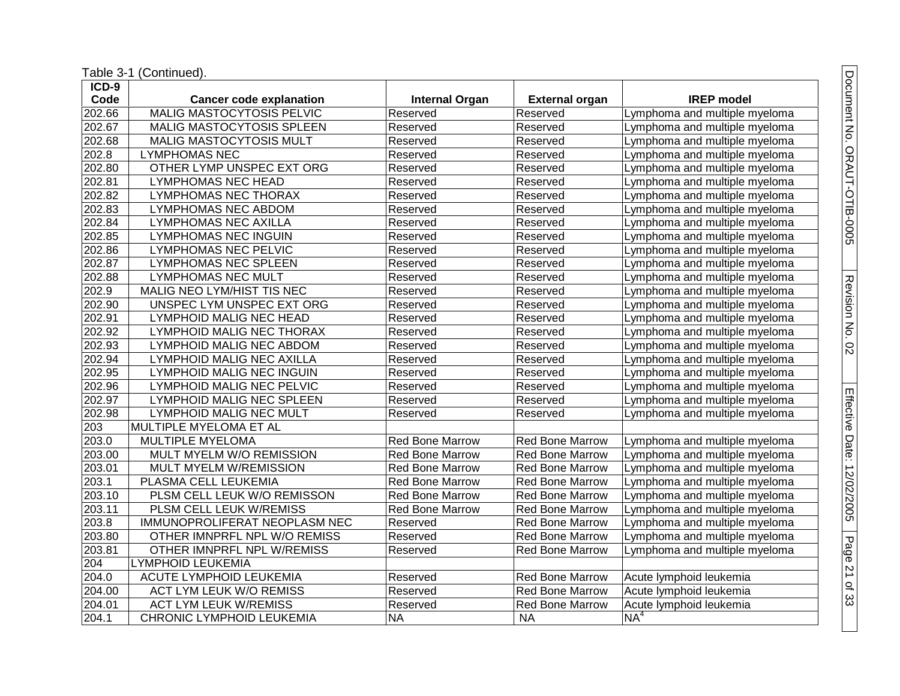Table 3-1 (Continued).

| ICD-9 Code | Cancer code explanation | Internal Organ | External organ | IREP model |
|---|---|---|---|---|
| 202.66 | MALIG MASTOCYTOSIS PELVIC | Reserved | Reserved | Lymphoma and multiple myeloma |
| 202.67 | MALIG MASTOCYTOSIS SPLEEN | Reserved | Reserved | Lymphoma and multiple myeloma |
| 202.68 | MALIG MASTOCYTOSIS MULT | Reserved | Reserved | Lymphoma and multiple myeloma |
| 202.8 | LYMPHOMAS NEC | Reserved | Reserved | Lymphoma and multiple myeloma |
| 202.80 | OTHER LYMP UNSPEC EXT ORG | Reserved | Reserved | Lymphoma and multiple myeloma |
| 202.81 | LYMPHOMAS NEC HEAD | Reserved | Reserved | Lymphoma and multiple myeloma |
| 202.82 | LYMPHOMAS NEC THORAX | Reserved | Reserved | Lymphoma and multiple myeloma |
| 202.83 | LYMPHOMAS NEC ABDOM | Reserved | Reserved | Lymphoma and multiple myeloma |
| 202.84 | LYMPHOMAS NEC AXILLA | Reserved | Reserved | Lymphoma and multiple myeloma |
| 202.85 | LYMPHOMAS NEC INGUIN | Reserved | Reserved | Lymphoma and multiple myeloma |
| 202.86 | LYMPHOMAS NEC PELVIC | Reserved | Reserved | Lymphoma and multiple myeloma |
| 202.87 | LYMPHOMAS NEC SPLEEN | Reserved | Reserved | Lymphoma and multiple myeloma |
| 202.88 | LYMPHOMAS NEC MULT | Reserved | Reserved | Lymphoma and multiple myeloma |
| 202.9 | MALIG NEO LYM/HIST TIS NEC | Reserved | Reserved | Lymphoma and multiple myeloma |
| 202.90 | UNSPEC LYM UNSPEC EXT ORG | Reserved | Reserved | Lymphoma and multiple myeloma |
| 202.91 | LYMPHOID MALIG NEC HEAD | Reserved | Reserved | Lymphoma and multiple myeloma |
| 202.92 | LYMPHOID MALIG NEC THORAX | Reserved | Reserved | Lymphoma and multiple myeloma |
| 202.93 | LYMPHOID MALIG NEC ABDOM | Reserved | Reserved | Lymphoma and multiple myeloma |
| 202.94 | LYMPHOID MALIG NEC AXILLA | Reserved | Reserved | Lymphoma and multiple myeloma |
| 202.95 | LYMPHOID MALIG NEC INGUIN | Reserved | Reserved | Lymphoma and multiple myeloma |
| 202.96 | LYMPHOID MALIG NEC PELVIC | Reserved | Reserved | Lymphoma and multiple myeloma |
| 202.97 | LYMPHOID MALIG NEC SPLEEN | Reserved | Reserved | Lymphoma and multiple myeloma |
| 202.98 | LYMPHOID MALIG NEC MULT | Reserved | Reserved | Lymphoma and multiple myeloma |
| 203 | MULTIPLE MYELOMA ET AL | | | |
| 203.0 | MULTIPLE MYELOMA | Red Bone Marrow | Red Bone Marrow | Lymphoma and multiple myeloma |
| 203.00 | MULT MYELM W/O REMISSION | Red Bone Marrow | Red Bone Marrow | Lymphoma and multiple myeloma |
| 203.01 | MULT MYELM W/REMISSION | Red Bone Marrow | Red Bone Marrow | Lymphoma and multiple myeloma |
| 203.1 | PLASMA CELL LEUKEMIA | Red Bone Marrow | Red Bone Marrow | Lymphoma and multiple myeloma |
| 203.10 | PLSM CELL LEUK W/O REMISSON | Red Bone Marrow | Red Bone Marrow | Lymphoma and multiple myeloma |
| 203.11 | PLSM CELL LEUK W/REMISS | Red Bone Marrow | Red Bone Marrow | Lymphoma and multiple myeloma |
| 203.8 | IMMUNOPROLIFERAT NEOPLASM NEC | Reserved | Red Bone Marrow | Lymphoma and multiple myeloma |
| 203.80 | OTHER IMNPRFL NPL W/O REMISS | Reserved | Red Bone Marrow | Lymphoma and multiple myeloma |
| 203.81 | OTHER IMNPRFL NPL W/REMISS | Reserved | Red Bone Marrow | Lymphoma and multiple myeloma |
| 204 | LYMPHOID LEUKEMIA | | | |
| 204.0 | ACUTE LYMPHOID LEUKEMIA | Reserved | Red Bone Marrow | Acute lymphoid leukemia |
| 204.00 | ACT LYM LEUK W/O REMISS | Reserved | Red Bone Marrow | Acute lymphoid leukemia |
| 204.01 | ACT LYM LEUK W/REMISS | Reserved | Red Bone Marrow | Acute lymphoid leukemia |
| 204.1 | CHRONIC LYMPHOID LEUKEMIA | NA | NA | NA[4] |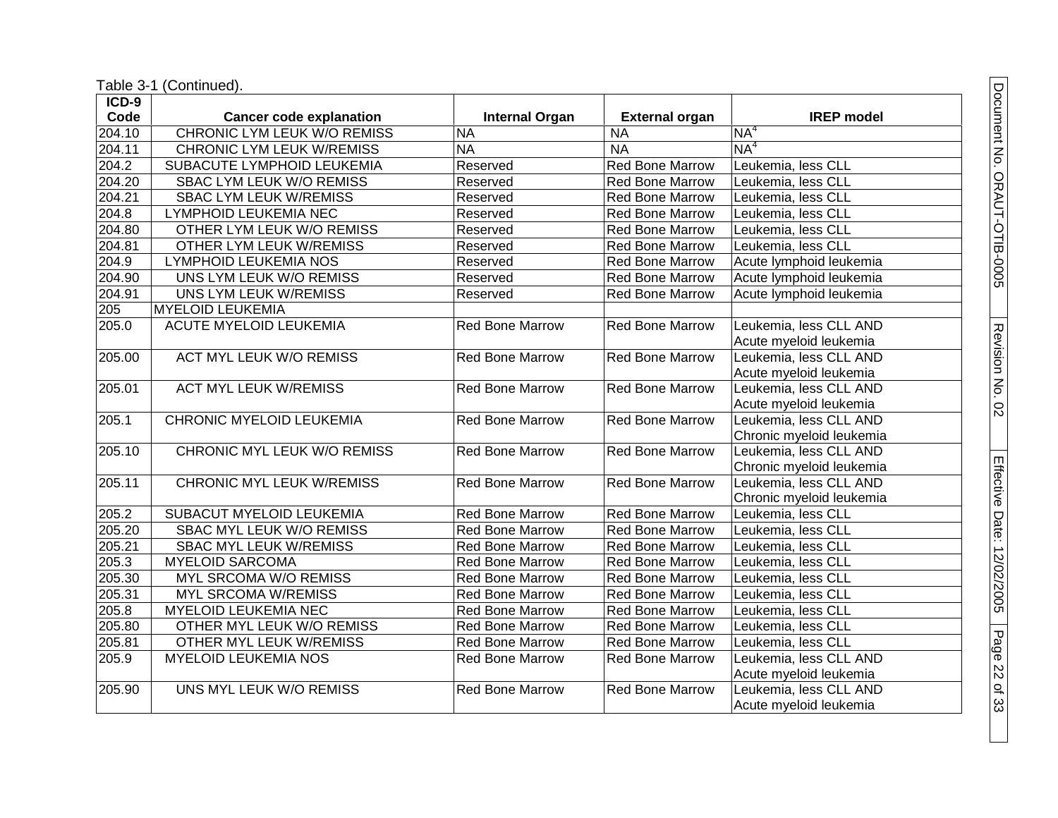Table 3-1 (Continued).

| ICD-9 Code | Cancer code explanation | Internal Organ | External organ | IREP model |
|---|---|---|---|---|
| 204.10 | CHRONIC LYM LEUK W/O REMISS | NA | NA | NA[4] |
| 204.11 | CHRONIC LYM LEUK W/REMISS | NA | NA | NA[4] |
| 204.2 | SUBACUTE LYMPHOID LEUKEMIA | Reserved | Red Bone Marrow | Leukemia, less CLL |
| 204.20 | SBAC LYM LEUK W/O REMISS | Reserved | Red Bone Marrow | Leukemia, less CLL |
| 204.21 | SBAC LYM LEUK W/REMISS | Reserved | Red Bone Marrow | Leukemia, less CLL |
| 204.8 | LYMPHOID LEUKEMIA NEC | Reserved | Red Bone Marrow | Leukemia, less CLL |
| 204.80 | OTHER LYM LEUK W/O REMISS | Reserved | Red Bone Marrow | Leukemia, less CLL |
| 204.81 | OTHER LYM LEUK W/REMISS | Reserved | Red Bone Marrow | Leukemia, less CLL |
| 204.9 | LYMPHOID LEUKEMIA NOS | Reserved | Red Bone Marrow | Acute lymphoid leukemia |
| 204.90 | UNS LYM LEUK W/O REMISS | Reserved | Red Bone Marrow | Acute lymphoid leukemia |
| 204.91 | UNS LYM LEUK W/REMISS | Reserved | Red Bone Marrow | Acute lymphoid leukemia |
| 205 | MYELOID LEUKEMIA | | | |
| 205.0 | ACUTE MYELOID LEUKEMIA | Red Bone Marrow | Red Bone Marrow | Leukemia, less CLL AND Acute myeloid leukemia |
| 205.00 | ACT MYL LEUK W/O REMISS | Red Bone Marrow | Red Bone Marrow | Leukemia, less CLL AND Acute myeloid leukemia |
| 205.01 | ACT MYL LEUK W/REMISS | Red Bone Marrow | Red Bone Marrow | Leukemia, less CLL AND Acute myeloid leukemia |
| 205.1 | CHRONIC MYELOID LEUKEMIA | Red Bone Marrow | Red Bone Marrow | Leukemia, less CLL AND Chronic myeloid leukemia |
| 205.10 | CHRONIC MYL LEUK W/O REMISS | Red Bone Marrow | Red Bone Marrow | Leukemia, less CLL AND Chronic myeloid leukemia |
| 205.11 | CHRONIC MYL LEUK W/REMISS | Red Bone Marrow | Red Bone Marrow | Leukemia, less CLL AND Chronic myeloid leukemia |
| 205.2 | SUBACUT MYELOID LEUKEMIA | Red Bone Marrow | Red Bone Marrow | Leukemia, less CLL |
| 205.20 | SBAC MYL LEUK W/O REMISS | Red Bone Marrow | Red Bone Marrow | Leukemia, less CLL |
| 205.21 | SBAC MYL LEUK W/REMISS | Red Bone Marrow | Red Bone Marrow | Leukemia, less CLL |
| 205.3 | MYELOID SARCOMA | Red Bone Marrow | Red Bone Marrow | Leukemia, less CLL |
| 205.30 | MYL SRCOMA W/O REMISS | Red Bone Marrow | Red Bone Marrow | Leukemia, less CLL |
| 205.31 | MYL SRCOMA W/REMISS | Red Bone Marrow | Red Bone Marrow | Leukemia, less CLL |
| 205.8 | MYELOID LEUKEMIA NEC | Red Bone Marrow | Red Bone Marrow | Leukemia, less CLL |
| 205.80 | OTHER MYL LEUK W/O REMISS | Red Bone Marrow | Red Bone Marrow | Leukemia, less CLL |
| 205.81 | OTHER MYL LEUK W/REMISS | Red Bone Marrow | Red Bone Marrow | Leukemia, less CLL |
| 205.9 | MYELOID LEUKEMIA NOS | Red Bone Marrow | Red Bone Marrow | Leukemia, less CLL AND Acute myeloid leukemia |
| 205.90 | UNS MYL LEUK W/O REMISS | Red Bone Marrow | Red Bone Marrow | Leukemia, less CLL AND Acute myeloid leukemia |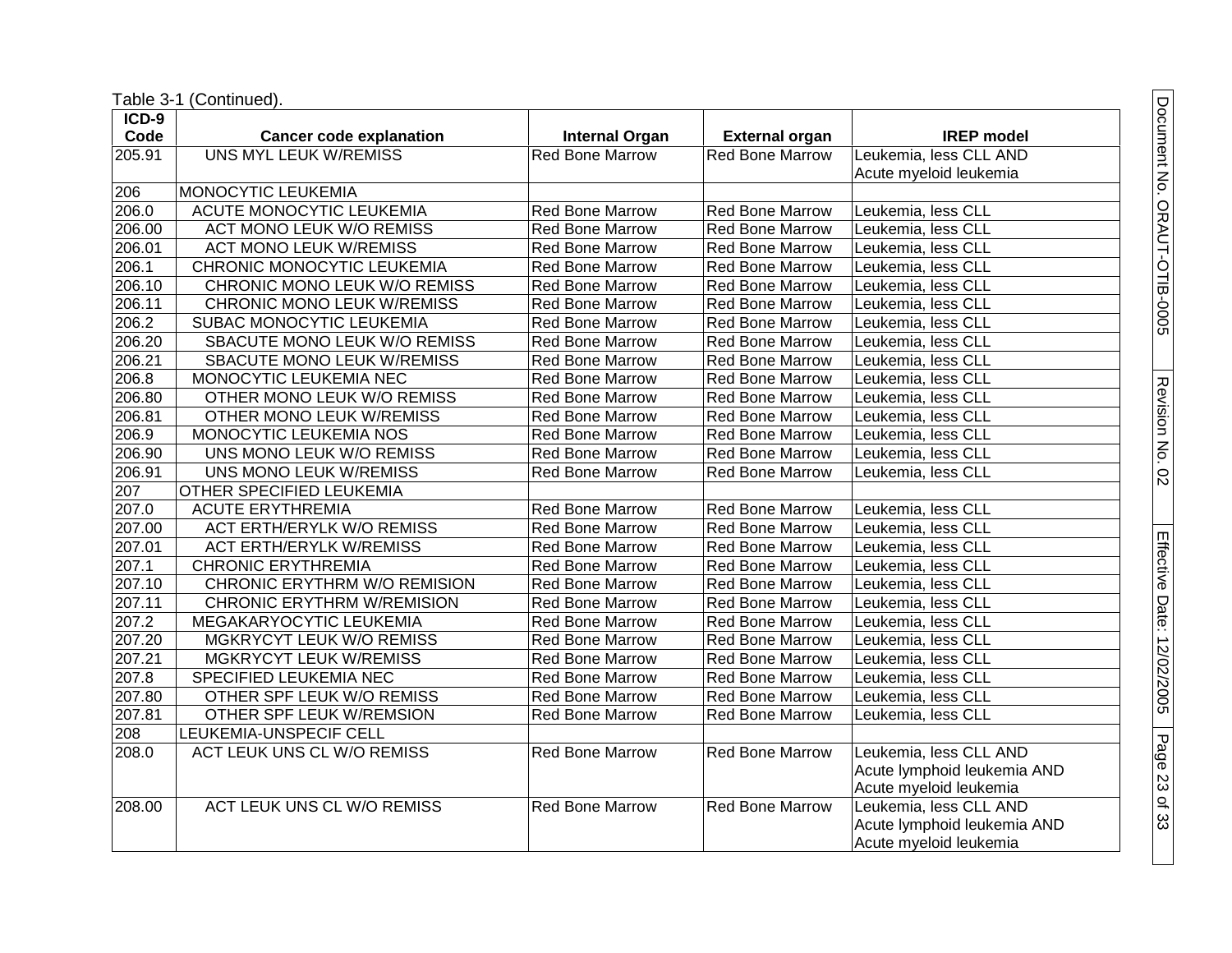Table 3-1 (Continued).

| ICD-9 Code | Cancer code explanation | Internal Organ | External organ | IREP model |
|---|---|---|---|---|
| 205.91 | UNS MYL LEUK W/REMISS | Red Bone Marrow | Red Bone Marrow | Leukemia, less CLL AND Acute myeloid leukemia |
| 206 | MONOCYTIC LEUKEMIA | | | |
| 206.0 | ACUTE MONOCYTIC LEUKEMIA | Red Bone Marrow | Red Bone Marrow | Leukemia, less CLL |
| 206.00 | ACT MONO LEUK W/O REMISS | Red Bone Marrow | Red Bone Marrow | Leukemia, less CLL |
| 206.01 | ACT MONO LEUK W/REMISS | Red Bone Marrow | Red Bone Marrow | Leukemia, less CLL |
| 206.1 | CHRONIC MONOCYTIC LEUKEMIA | Red Bone Marrow | Red Bone Marrow | Leukemia, less CLL |
| 206.10 | CHRONIC MONO LEUK W/O REMISS | Red Bone Marrow | Red Bone Marrow | Leukemia, less CLL |
| 206.11 | CHRONIC MONO LEUK W/REMISS | Red Bone Marrow | Red Bone Marrow | Leukemia, less CLL |
| 206.2 | SUBAC MONOCYTIC LEUKEMIA | Red Bone Marrow | Red Bone Marrow | Leukemia, less CLL |
| 206.20 | SBACUTE MONO LEUK W/O REMISS | Red Bone Marrow | Red Bone Marrow | Leukemia, less CLL |
| 206.21 | SBACUTE MONO LEUK W/REMISS | Red Bone Marrow | Red Bone Marrow | Leukemia, less CLL |
| 206.8 | MONOCYTIC LEUKEMIA NEC | Red Bone Marrow | Red Bone Marrow | Leukemia, less CLL |
| 206.80 | OTHER MONO LEUK W/O REMISS | Red Bone Marrow | Red Bone Marrow | Leukemia, less CLL |
| 206.81 | OTHER MONO LEUK W/REMISS | Red Bone Marrow | Red Bone Marrow | Leukemia, less CLL |
| 206.9 | MONOCYTIC LEUKEMIA NOS | Red Bone Marrow | Red Bone Marrow | Leukemia, less CLL |
| 206.90 | UNS MONO LEUK W/O REMISS | Red Bone Marrow | Red Bone Marrow | Leukemia, less CLL |
| 206.91 | UNS MONO LEUK W/REMISS | Red Bone Marrow | Red Bone Marrow | Leukemia, less CLL |
| 207 | OTHER SPECIFIED LEUKEMIA | | | |
| 207.0 | ACUTE ERYTHREMIA | Red Bone Marrow | Red Bone Marrow | Leukemia, less CLL |
| 207.00 | ACT ERTH/ERYLK W/O REMISS | Red Bone Marrow | Red Bone Marrow | Leukemia, less CLL |
| 207.01 | ACT ERTH/ERYLK W/REMISS | Red Bone Marrow | Red Bone Marrow | Leukemia, less CLL |
| 207.1 | CHRONIC ERYTHREMIA | Red Bone Marrow | Red Bone Marrow | Leukemia, less CLL |
| 207.10 | CHRONIC ERYTHRM W/O REMISION | Red Bone Marrow | Red Bone Marrow | Leukemia, less CLL |
| 207.11 | CHRONIC ERYTHRM W/REMISION | Red Bone Marrow | Red Bone Marrow | Leukemia, less CLL |
| 207.2 | MEGAKARYOCYTIC LEUKEMIA | Red Bone Marrow | Red Bone Marrow | Leukemia, less CLL |
| 207.20 | MGKRYCYT LEUK W/O REMISS | Red Bone Marrow | Red Bone Marrow | Leukemia, less CLL |
| 207.21 | MGKRYCYT LEUK W/REMISS | Red Bone Marrow | Red Bone Marrow | Leukemia, less CLL |
| 207.8 | SPECIFIED LEUKEMIA NEC | Red Bone Marrow | Red Bone Marrow | Leukemia, less CLL |
| 207.80 | OTHER SPF LEUK W/O REMISS | Red Bone Marrow | Red Bone Marrow | Leukemia, less CLL |
| 207.81 | OTHER SPF LEUK W/REMSION | Red Bone Marrow | Red Bone Marrow | Leukemia, less CLL |
| 208 | LEUKEMIA-UNSPECIF CELL | | | |
| 208.0 | ACT LEUK UNS CL W/O REMISS | Red Bone Marrow | Red Bone Marrow | Leukemia, less CLL AND Acute lymphoid leukemia AND Acute myeloid leukemia |
| 208.00 | ACT LEUK UNS CL W/O REMISS | Red Bone Marrow | Red Bone Marrow | Leukemia, less CLL AND Acute lymphoid leukemia AND Acute myeloid leukemia |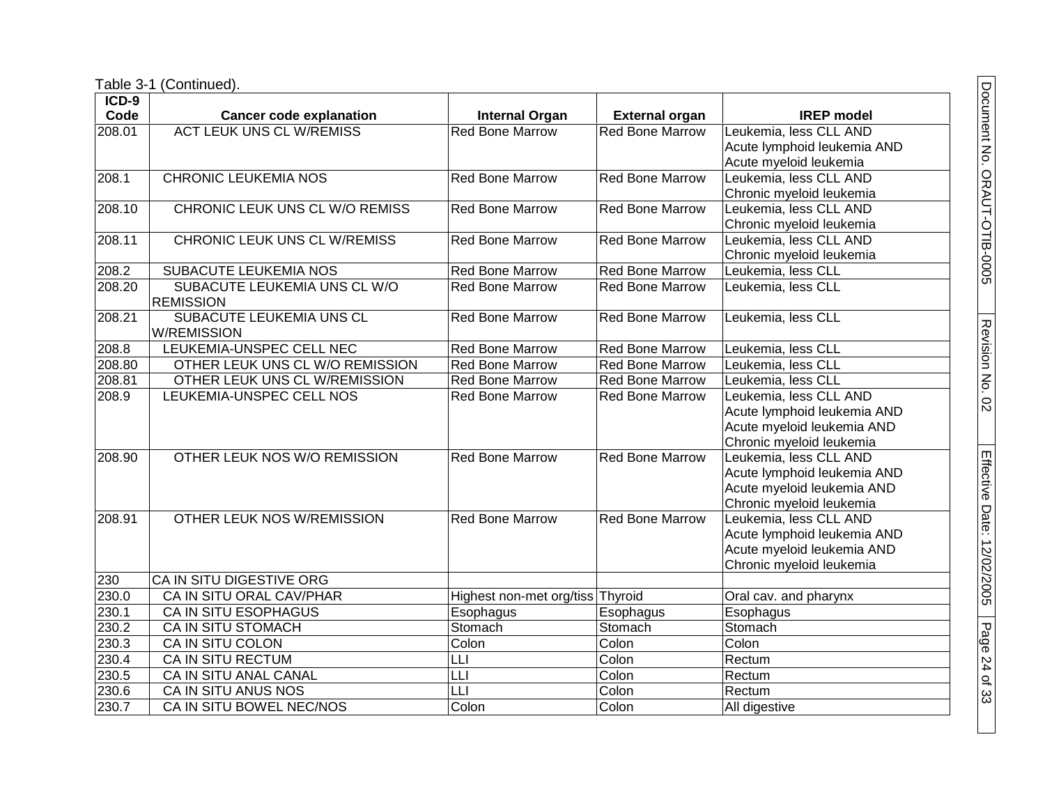Table 3-1 (Continued).

| ICD-9 Code | Cancer code explanation | Internal Organ | External organ | IREP model |
|---|---|---|---|---|
| 208.01 | ACT LEUK UNS CL W/REMISS | Red Bone Marrow | Red Bone Marrow | Leukemia, less CLL AND Acute lymphoid leukemia AND Acute myeloid leukemia |
| 208.1 | CHRONIC LEUKEMIA NOS | Red Bone Marrow | Red Bone Marrow | Leukemia, less CLL AND Chronic myeloid leukemia |
| 208.10 | CHRONIC LEUK UNS CL W/O REMISS | Red Bone Marrow | Red Bone Marrow | Leukemia, less CLL AND Chronic myeloid leukemia |
| 208.11 | CHRONIC LEUK UNS CL W/REMISS | Red Bone Marrow | Red Bone Marrow | Leukemia, less CLL AND Chronic myeloid leukemia |
| 208.2 | SUBACUTE LEUKEMIA NOS | Red Bone Marrow | Red Bone Marrow | Leukemia, less CLL |
| 208.20 | SUBACUTE LEUKEMIA UNS CL W/O REMISSION | Red Bone Marrow | Red Bone Marrow | Leukemia, less CLL |
| 208.21 | SUBACUTE LEUKEMIA UNS CL W/REMISSION | Red Bone Marrow | Red Bone Marrow | Leukemia, less CLL |
| 208.8 | LEUKEMIA-UNSPEC CELL NEC | Red Bone Marrow | Red Bone Marrow | Leukemia, less CLL |
| 208.80 | OTHER LEUK UNS CL W/O REMISSION | Red Bone Marrow | Red Bone Marrow | Leukemia, less CLL |
| 208.81 | OTHER LEUK UNS CL W/REMISSION | Red Bone Marrow | Red Bone Marrow | Leukemia, less CLL |
| 208.9 | LEUKEMIA-UNSPEC CELL NOS | Red Bone Marrow | Red Bone Marrow | Leukemia, less CLL AND Acute lymphoid leukemia AND Acute myeloid leukemia AND Chronic myeloid leukemia |
| 208.90 | OTHER LEUK NOS W/O REMISSION | Red Bone Marrow | Red Bone Marrow | Leukemia, less CLL AND Acute lymphoid leukemia AND Acute myeloid leukemia AND Chronic myeloid leukemia |
| 208.91 | OTHER LEUK NOS W/REMISSION | Red Bone Marrow | Red Bone Marrow | Leukemia, less CLL AND Acute lymphoid leukemia AND Acute myeloid leukemia AND Chronic myeloid leukemia |
| 230 | CA IN SITU DIGESTIVE ORG | | | |
| 230.0 | CA IN SITU ORAL CAV/PHAR | Highest non-met org/tiss | Thyroid | Oral cav. and pharynx |
| 230.1 | CA IN SITU ESOPHAGUS | Esophagus | Esophagus | Esophagus |
| 230.2 | CA IN SITU STOMACH | Stomach | Stomach | Stomach |
| 230.3 | CA IN SITU COLON | Colon | Colon | Colon |
| 230.4 | CA IN SITU RECTUM | LLI | Colon | Rectum |
| 230.5 | CA IN SITU ANAL CANAL | LLI | Colon | Rectum |
| 230.6 | CA IN SITU ANUS NOS | LLI | Colon | Rectum |
| 230.7 | CA IN SITU BOWEL NEC/NOS | Colon | Colon | All digestive |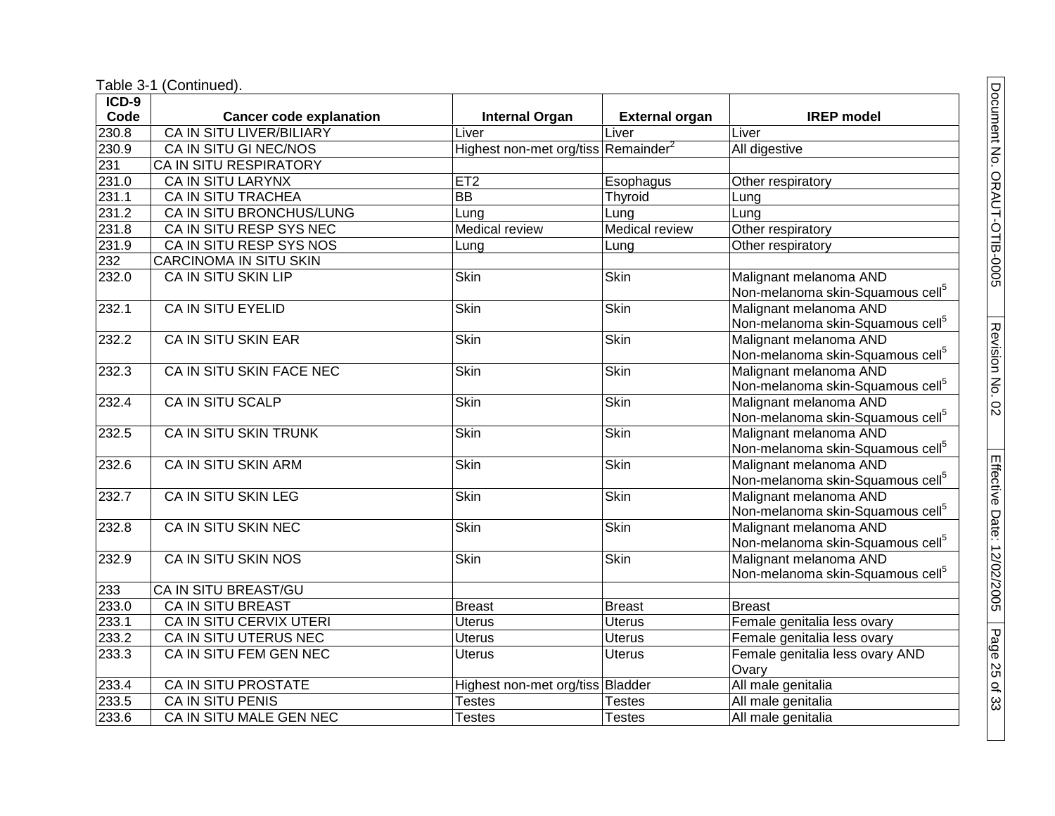Table 3-1 (Continued).

| ICD-9 Code | Cancer code explanation | Internal Organ | External organ | IREP model |
|---|---|---|---|---|
| 230.8 | CA IN SITU LIVER/BILIARY | Liver | Liver | Liver |
| 230.9 | CA IN SITU GI NEC/NOS | Highest non-met org/tiss | Remainder[2] | All digestive |
| 231 | CA IN SITU RESPIRATORY | | | |
| 231.0 | CA IN SITU LARYNX | ET2 | Esophagus | Other respiratory |
| 231.1 | CA IN SITU TRACHEA | BB | Thyroid | Lung |
| 231.2 | CA IN SITU BRONCHUS/LUNG | Lung | Lung | Lung |
| 231.8 | CA IN SITU RESP SYS NEC | Medical review | Medical review | Other respiratory |
| 231.9 | CA IN SITU RESP SYS NOS | Lung | Lung | Other respiratory |
| 232 | CARCINOMA IN SITU SKIN | | | |
| 232.0 | CA IN SITU SKIN LIP | Skin | Skin | Malignant melanoma AND Non-melanoma skin-Squamous cell[5] |
| 232.1 | CA IN SITU EYELID | Skin | Skin | Malignant melanoma AND Non-melanoma skin-Squamous cell[5] |
| 232.2 | CA IN SITU SKIN EAR | Skin | Skin | Malignant melanoma AND Non-melanoma skin-Squamous cell[5] |
| 232.3 | CA IN SITU SKIN FACE NEC | Skin | Skin | Malignant melanoma AND Non-melanoma skin-Squamous cell[5] |
| 232.4 | CA IN SITU SCALP | Skin | Skin | Malignant melanoma AND Non-melanoma skin-Squamous cell[5] |
| 232.5 | CA IN SITU SKIN TRUNK | Skin | Skin | Malignant melanoma AND Non-melanoma skin-Squamous cell[5] |
| 232.6 | CA IN SITU SKIN ARM | Skin | Skin | Malignant melanoma AND Non-melanoma skin-Squamous cell[5] |
| 232.7 | CA IN SITU SKIN LEG | Skin | Skin | Malignant melanoma AND Non-melanoma skin-Squamous cell[5] |
| 232.8 | CA IN SITU SKIN NEC | Skin | Skin | Malignant melanoma AND Non-melanoma skin-Squamous cell[5] |
| 232.9 | CA IN SITU SKIN NOS | Skin | Skin | Malignant melanoma AND Non-melanoma skin-Squamous cell[5] |
| 233 | CA IN SITU BREAST/GU | | | |
| 233.0 | CA IN SITU BREAST | Breast | Breast | Breast |
| 233.1 | CA IN SITU CERVIX UTERI | Uterus | Uterus | Female genitalia less ovary |
| 233.2 | CA IN SITU UTERUS NEC | Uterus | Uterus | Female genitalia less ovary |
| 233.3 | CA IN SITU FEM GEN NEC | Uterus | Uterus | Female genitalia less ovary AND Ovary |
| 233.4 | CA IN SITU PROSTATE | Highest non-met org/tiss | Bladder | All male genitalia |
| 233.5 | CA IN SITU PENIS | Testes | Testes | All male genitalia |
| 233.6 | CA IN SITU MALE GEN NEC | Testes | Testes | All male genitalia |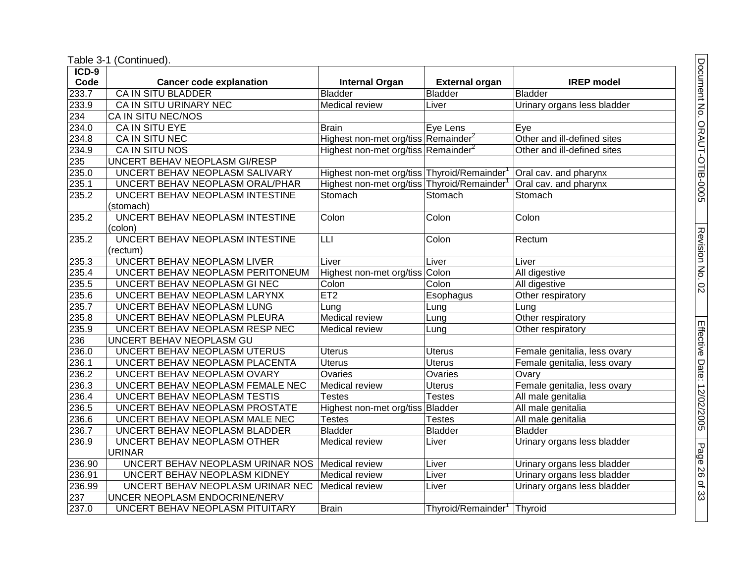Table 3-1 (Continued).

| ICD-9 Code | Cancer code explanation | Internal Organ | External organ | IREP model |
|---|---|---|---|---|
| 233.7 | CA IN SITU BLADDER | Bladder | Bladder | Bladder |
| 233.9 | CA IN SITU URINARY NEC | Medical review | Liver | Urinary organs less bladder |
| 234 | CA IN SITU NEC/NOS | | | |
| 234.0 | CA IN SITU EYE | Brain | Eye Lens | Eye |
| 234.8 | CA IN SITU NEC | Highest non-met org/tiss | Remainder[2] | Other and ill-defined sites |
| 234.9 | CA IN SITU NOS | Highest non-met org/tiss | Remainder[2] | Other and ill-defined sites |
| 235 | UNCERT BEHAV NEOPLASM GI/RESP | | | |
| 235.0 | UNCERT BEHAV NEOPLASM SALIVARY | Highest non-met org/tiss | Thyroid/Remainder[1] | Oral cav. and pharynx |
| 235.1 | UNCERT BEHAV NEOPLASM ORAL/PHAR | Highest non-met org/tiss | Thyroid/Remainder[1] | Oral cav. and pharynx |
| 235.2 | UNCERT BEHAV NEOPLASM INTESTINE (stomach) | Stomach | Stomach | Stomach |
| 235.2 | UNCERT BEHAV NEOPLASM INTESTINE (colon) | Colon | Colon | Colon |
| 235.2 | UNCERT BEHAV NEOPLASM INTESTINE (rectum) | LLI | Colon | Rectum |
| 235.3 | UNCERT BEHAV NEOPLASM LIVER | Liver | Liver | Liver |
| 235.4 | UNCERT BEHAV NEOPLASM PERITONEUM | Highest non-met org/tiss | Colon | All digestive |
| 235.5 | UNCERT BEHAV NEOPLASM GI NEC | Colon | Colon | All digestive |
| 235.6 | UNCERT BEHAV NEOPLASM LARYNX | ET2 | Esophagus | Other respiratory |
| 235.7 | UNCERT BEHAV NEOPLASM LUNG | Lung | Lung | Lung |
| 235.8 | UNCERT BEHAV NEOPLASM PLEURA | Medical review | Lung | Other respiratory |
| 235.9 | UNCERT BEHAV NEOPLASM RESP NEC | Medical review | Lung | Other respiratory |
| 236 | UNCERT BEHAV NEOPLASM GU | | | |
| 236.0 | UNCERT BEHAV NEOPLASM UTERUS | Uterus | Uterus | Female genitalia, less ovary |
| 236.1 | UNCERT BEHAV NEOPLASM PLACENTA | Uterus | Uterus | Female genitalia, less ovary |
| 236.2 | UNCERT BEHAV NEOPLASM OVARY | Ovaries | Ovaries | Ovary |
| 236.3 | UNCERT BEHAV NEOPLASM FEMALE NEC | Medical review | Uterus | Female genitalia, less ovary |
| 236.4 | UNCERT BEHAV NEOPLASM TESTIS | Testes | Testes | All male genitalia |
| 236.5 | UNCERT BEHAV NEOPLASM PROSTATE | Highest non-met org/tiss | Bladder | All male genitalia |
| 236.6 | UNCERT BEHAV NEOPLASM MALE NEC | Testes | Testes | All male genitalia |
| 236.7 | UNCERT BEHAV NEOPLASM BLADDER | Bladder | Bladder | Bladder |
| 236.9 | UNCERT BEHAV NEOPLASM OTHER URINAR | Medical review | Liver | Urinary organs less bladder |
| 236.90 | UNCERT BEHAV NEOPLASM URINAR NOS | Medical review | Liver | Urinary organs less bladder |
| 236.91 | UNCERT BEHAV NEOPLASM KIDNEY | Medical review | Liver | Urinary organs less bladder |
| 236.99 | UNCERT BEHAV NEOPLASM URINAR NEC | Medical review | Liver | Urinary organs less bladder |
| 237 | UNCER NEOPLASM ENDOCRINE/NERV | | | |
| 237.0 | UNCERT BEHAV NEOPLASM PITUITARY | Brain | Thyroid/Remainder[1] | Thyroid |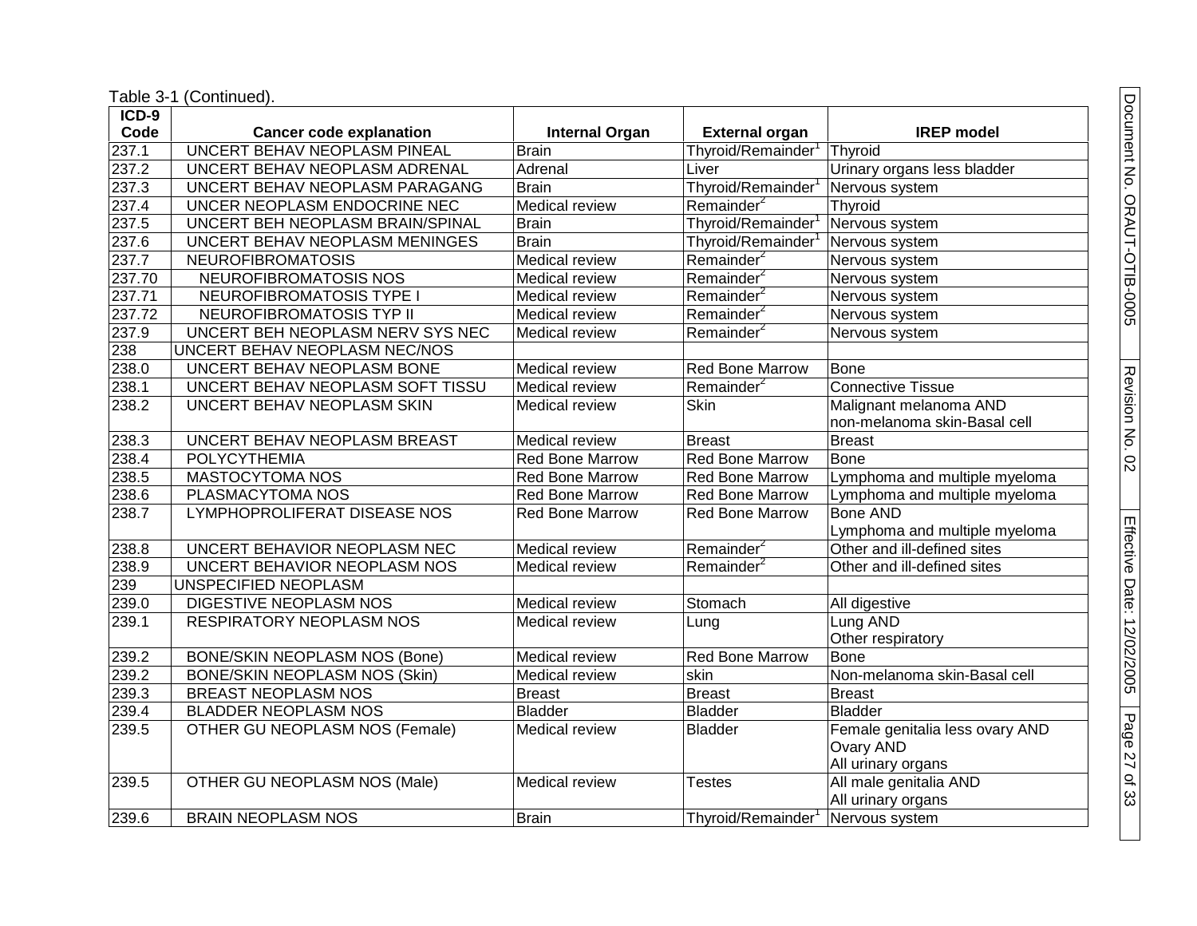Table 3-1 (Continued).

| ICD-9 Code | Cancer code explanation | Internal Organ | External organ | IREP model |
|---|---|---|---|---|
| 237.1 | UNCERT BEHAV NEOPLASM PINEAL | Brain | Thyroid/Remainder[1] | Thyroid |
| 237.2 | UNCERT BEHAV NEOPLASM ADRENAL | Adrenal | Liver | Urinary organs less bladder |
| 237.3 | UNCERT BEHAV NEOPLASM PARAGANG | Brain | Thyroid/Remainder[1] | Nervous system |
| 237.4 | UNCER NEOPLASM ENDOCRINE NEC | Medical review | Remainder[2] | Thyroid |
| 237.5 | UNCERT BEH NEOPLASM BRAIN/SPINAL | Brain | Thyroid/Remainder[1] | Nervous system |
| 237.6 | UNCERT BEHAV NEOPLASM MENINGES | Brain | Thyroid/Remainder[1] | Nervous system |
| 237.7 | NEUROFIBROMATOSIS | Medical review | Remainder[2] | Nervous system |
| 237.70 | NEUROFIBROMATOSIS NOS | Medical review | Remainder[2] | Nervous system |
| 237.71 | NEUROFIBROMATOSIS TYPE I | Medical review | Remainder[2] | Nervous system |
| 237.72 | NEUROFIBROMATOSIS TYP II | Medical review | Remainder[2] | Nervous system |
| 237.9 | UNCERT BEH NEOPLASM NERV SYS NEC | Medical review | Remainder[2] | Nervous system |
| 238 | UNCERT BEHAV NEOPLASM NEC/NOS | | | |
| 238.0 | UNCERT BEHAV NEOPLASM BONE | Medical review | Red Bone Marrow | Bone |
| 238.1 | UNCERT BEHAV NEOPLASM SOFT TISSU | Medical review | Remainder[2] | Connective Tissue |
| 238.2 | UNCERT BEHAV NEOPLASM SKIN | Medical review | Skin | Malignant melanoma AND non-melanoma skin-Basal cell |
| 238.3 | UNCERT BEHAV NEOPLASM BREAST | Medical review | Breast | Breast |
| 238.4 | POLYCYTHEMIA | Red Bone Marrow | Red Bone Marrow | Bone |
| 238.5 | MASTOCYTOMA NOS | Red Bone Marrow | Red Bone Marrow | Lymphoma and multiple myeloma |
| 238.6 | PLASMACYTOMA NOS | Red Bone Marrow | Red Bone Marrow | Lymphoma and multiple myeloma |
| 238.7 | LYMPHOPROLIFERAT DISEASE NOS | Red Bone Marrow | Red Bone Marrow | Bone AND Lymphoma and multiple myeloma |
| 238.8 | UNCERT BEHAVIOR NEOPLASM NEC | Medical review | Remainder[2] | Other and ill-defined sites |
| 238.9 | UNCERT BEHAVIOR NEOPLASM NOS | Medical review | Remainder[2] | Other and ill-defined sites |
| 239 | UNSPECIFIED NEOPLASM | | | |
| 239.0 | DIGESTIVE NEOPLASM NOS | Medical review | Stomach | All digestive |
| 239.1 | RESPIRATORY NEOPLASM NOS | Medical review | Lung | Lung AND Other respiratory |
| 239.2 | BONE/SKIN NEOPLASM NOS (Bone) | Medical review | Red Bone Marrow | Bone |
| 239.2 | BONE/SKIN NEOPLASM NOS (Skin) | Medical review | skin | Non-melanoma skin-Basal cell |
| 239.3 | BREAST NEOPLASM NOS | Breast | Breast | Breast |
| 239.4 | BLADDER NEOPLASM NOS | Bladder | Bladder | Bladder |
| 239.5 | OTHER GU NEOPLASM NOS (Female) | Medical review | Bladder | Female genitalia less ovary AND Ovary AND All urinary organs |
| 239.5 | OTHER GU NEOPLASM NOS (Male) | Medical review | Testes | All male genitalia AND All urinary organs |
| 239.6 | BRAIN NEOPLASM NOS | Brain | Thyroid/Remainder[1] | Nervous system |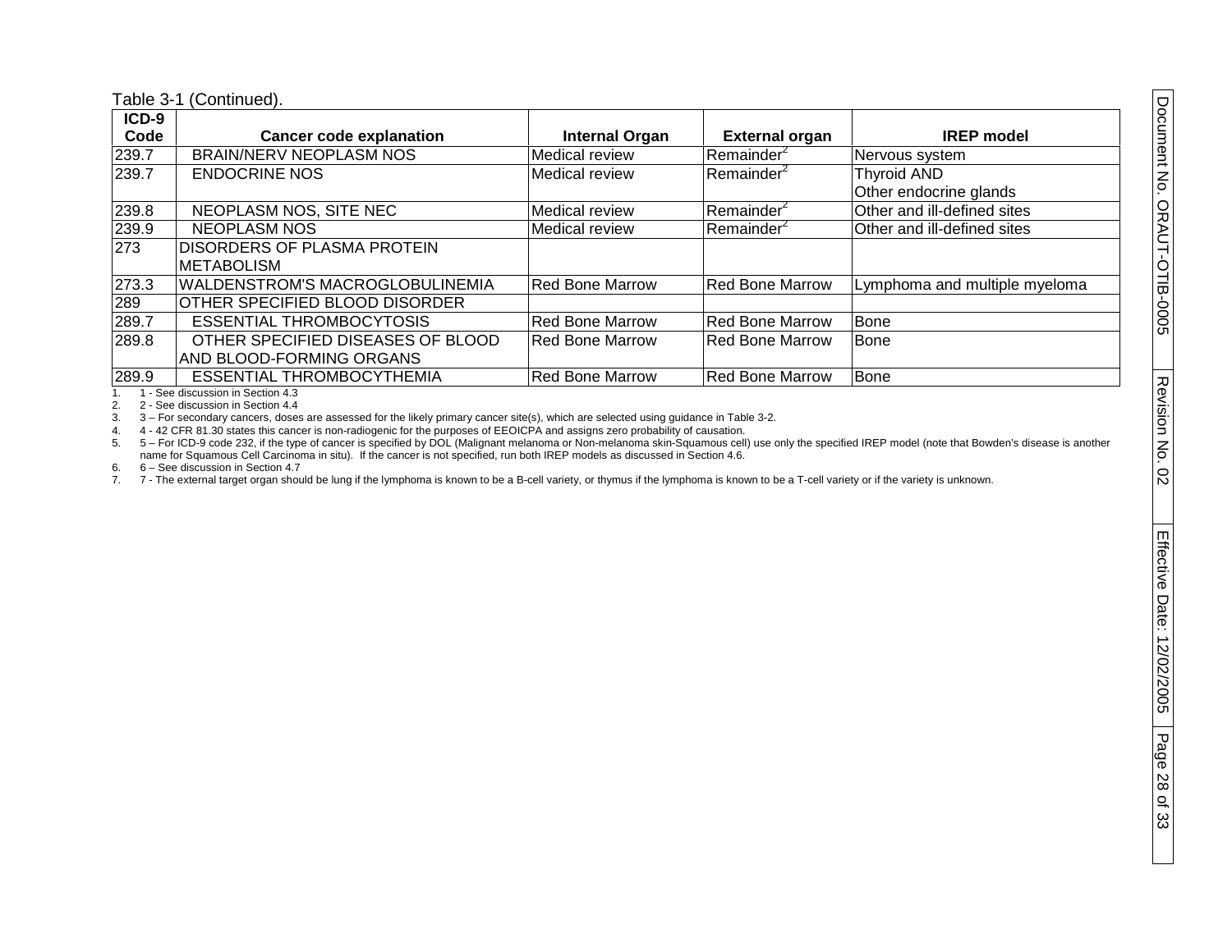Table 3-1 (Continued).

| ICD-9 Code | Cancer code explanation | Internal Organ | External organ | IREP model |
|---|---|---|---|---|
| 239.7 | BRAIN/NERV NEOPLASM NOS | Medical review | Remainder[2] | Nervous system |
| 239.7 | ENDOCRINE NOS | Medical review | Remainder[2] | Thyroid AND Other endocrine glands |
| 239.8 | NEOPLASM NOS, SITE NEC | Medical review | Remainder[2] | Other and ill-defined sites |
| 239.9 | NEOPLASM NOS | Medical review | Remainder[2] | Other and ill-defined sites |
| 273 | DISORDERS OF PLASMA PROTEIN METABOLISM | | | |
| 273.3 | WALDENSTROM'S MACROGLOBULINEMIA | Red Bone Marrow | Red Bone Marrow | Lymphoma and multiple myeloma |
| 289 | OTHER SPECIFIED BLOOD DISORDER | | | |
| 289.7 | ESSENTIAL THROMBOCYTOSIS | Red Bone Marrow | Red Bone Marrow | Bone |
| 289.8 | OTHER SPECIFIED DISEASES OF BLOOD AND BLOOD-FORMING ORGANS | Red Bone Marrow | Red Bone Marrow | Bone |
| 289.9 | ESSENTIAL THROMBOCYTHEMIA | Red Bone Marrow | Red Bone Marrow | Bone |

1. 1 - See discussion in Section 4.3
2. 2 - See discussion in Section 4.4
3. 3 – For secondary cancers, doses are assessed for the likely primary cancer site(s), which are selected using guidance in Table 3-2.
4. 4 - 42 CFR 81.30 states this cancer is non-radiogenic for the purposes of EEOICPA and assigns zero probability of causation.
5. 5 – For ICD-9 code 232, if the type of cancer is specified by DOL (Malignant melanoma or Non-melanoma skin-Squamous cell) use only the specified IREP model (note that Bowden's disease is another name for Squamous Cell Carcinoma in situ). If the cancer is not specified, run both IREP models as discussed in Section 4.6.
6. 6 – See discussion in Section 4.7
7. 7 - The external target organ should be lung if the lymphoma is known to be a B-cell variety, or thymus if the lymphoma is known to be a T-cell variety or if the variety is unknown.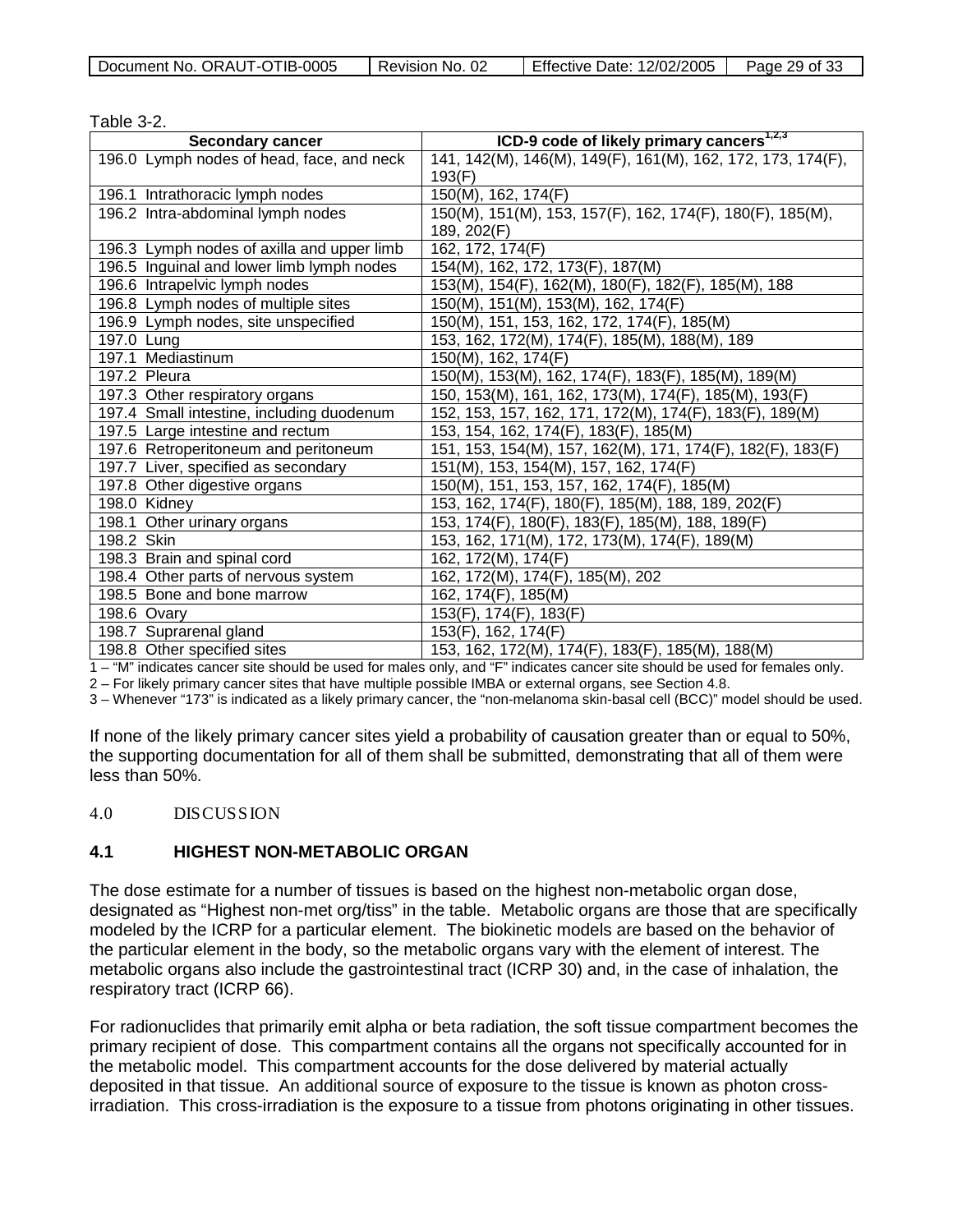Table 3-2.

| Secondary cancer | ICD-9 code of likely primary cancers[1,2,3] |
|---|---|
| 196.0 Lymph nodes of head, face, and neck | 141, 142(M), 146(M), 149(F), 161(M), 162, 172, 173, 174(F), 193(F) |
| 196.1 Intrathoracic lymph nodes | 150(M), 162, 174(F) |
| 196.2 Intra-abdominal lymph nodes | 150(M), 151(M), 153, 157(F), 162, 174(F), 180(F), 185(M), 189, 202(F) |
| 196.3 Lymph nodes of axilla and upper limb | 162, 172, 174(F) |
| 196.5 Inguinal and lower limb lymph nodes | 154(M), 162, 172, 173(F), 187(M) |
| 196.6 Intrapelvic lymph nodes | 153(M), 154(F), 162(M), 180(F), 182(F), 185(M), 188 |
| 196.8 Lymph nodes of multiple sites | 150(M), 151(M), 153(M), 162, 174(F) |
| 196.9 Lymph nodes, site unspecified | 150(M), 151, 153, 162, 172, 174(F), 185(M) |
| 197.0 Lung | 153, 162, 172(M), 174(F), 185(M), 188(M), 189 |
| 197.1 Mediastinum | 150(M), 162, 174(F) |
| 197.2 Pleura | 150(M), 153(M), 162, 174(F), 183(F), 185(M), 189(M) |
| 197.3 Other respiratory organs | 150, 153(M), 161, 162, 173(M), 174(F), 185(M), 193(F) |
| 197.4 Small intestine, including duodenum | 152, 153, 157, 162, 171, 172(M), 174(F), 183(F), 189(M) |
| 197.5 Large intestine and rectum | 153, 154, 162, 174(F), 183(F), 185(M) |
| 197.6 Retroperitoneum and peritoneum | 151, 153, 154(M), 157, 162(M), 171, 174(F), 182(F), 183(F) |
| 197.7 Liver, specified as secondary | 151(M), 153, 154(M), 157, 162, 174(F) |
| 197.8 Other digestive organs | 150(M), 151, 153, 157, 162, 174(F), 185(M) |
| 198.0 Kidney | 153, 162, 174(F), 180(F), 185(M), 188, 189, 202(F) |
| 198.1 Other urinary organs | 153, 174(F), 180(F), 183(F), 185(M), 188, 189(F) |
| 198.2 Skin | 153, 162, 171(M), 172, 173(M), 174(F), 189(M) |
| 198.3 Brain and spinal cord | 162, 172(M), 174(F) |
| 198.4 Other parts of nervous system | 162, 172(M), 174(F), 185(M), 202 |
| 198.5 Bone and bone marrow | 162, 174(F), 185(M) |
| 198.6 Ovary | 153(F), 174(F), 183(F) |
| 198.7 Suprarenal gland | 153(F), 162, 174(F) |
| 198.8 Other specified sites | 153, 162, 172(M), 174(F), 183(F), 185(M), 188(M) |

1 – "M" indicates cancer site should be used for males only, and "F" indicates cancer site should be used for females only.

2 – For likely primary cancer sites that have multiple possible IMBA or external organs, see Section 4.8.

3 – Whenever "173" is indicated as a likely primary cancer, the "non-melanoma skin-basal cell (BCC)" model should be used.

If none of the likely primary cancer sites yield a probability of causation greater than or equal to 50%, the supporting documentation for all of them shall be submitted, demonstrating that all of them were less than 50%.

## 4.0 DISCUSSION

### 4.1 HIGHEST NON-METABOLIC ORGAN

The dose estimate for a number of tissues is based on the highest non-metabolic organ dose, designated as "Highest non-met org/tiss" in the table. Metabolic organs are those that are specifically modeled by the ICRP for a particular element. The biokinetic models are based on the behavior of the particular element in the body, so the metabolic organs vary with the element of interest. The metabolic organs also include the gastrointestinal tract (ICRP 30) and, in the case of inhalation, the respiratory tract (ICRP 66).

For radionuclides that primarily emit alpha or beta radiation, the soft tissue compartment becomes the primary recipient of dose. This compartment contains all the organs not specifically accounted for in the metabolic model. This compartment accounts for the dose delivered by material actually deposited in that tissue. An additional source of exposure to the tissue is known as photon cross-irradiation. This cross-irradiation is the exposure to a tissue from photons originating in other tissues.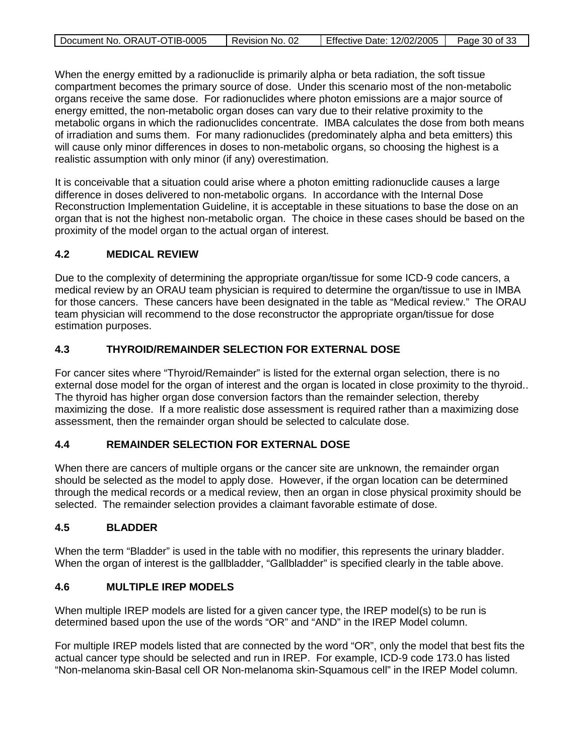When the energy emitted by a radionuclide is primarily alpha or beta radiation, the soft tissue compartment becomes the primary source of dose. Under this scenario most of the non-metabolic organs receive the same dose. For radionuclides where photon emissions are a major source of energy emitted, the non-metabolic organ doses can vary due to their relative proximity to the metabolic organs in which the radionuclides concentrate. IMBA calculates the dose from both means of irradiation and sums them. For many radionuclides (predominately alpha and beta emitters) this will cause only minor differences in doses to non-metabolic organs, so choosing the highest is a realistic assumption with only minor (if any) overestimation.

It is conceivable that a situation could arise where a photon emitting radionuclide causes a large difference in doses delivered to non-metabolic organs. In accordance with the Internal Dose Reconstruction Implementation Guideline, it is acceptable in these situations to base the dose on an organ that is not the highest non-metabolic organ. The choice in these cases should be based on the proximity of the model organ to the actual organ of interest.

## 4.2 MEDICAL REVIEW

Due to the complexity of determining the appropriate organ/tissue for some ICD-9 code cancers, a medical review by an ORAU team physician is required to determine the organ/tissue to use in IMBA for those cancers. These cancers have been designated in the table as “Medical review.” The ORAU team physician will recommend to the dose reconstructor the appropriate organ/tissue for dose estimation purposes.

## 4.3 THYROID/REMAINDER SELECTION FOR EXTERNAL DOSE

For cancer sites where “Thyroid/Remainder” is listed for the external organ selection, there is no external dose model for the organ of interest and the organ is located in close proximity to the thyroid.. The thyroid has higher organ dose conversion factors than the remainder selection, thereby maximizing the dose. If a more realistic dose assessment is required rather than a maximizing dose assessment, then the remainder organ should be selected to calculate dose.

## 4.4 REMAINDER SELECTION FOR EXTERNAL DOSE

When there are cancers of multiple organs or the cancer site are unknown, the remainder organ should be selected as the model to apply dose. However, if the organ location can be determined through the medical records or a medical review, then an organ in close physical proximity should be selected. The remainder selection provides a claimant favorable estimate of dose.

## 4.5 BLADDER

When the term “Bladder” is used in the table with no modifier, this represents the urinary bladder. When the organ of interest is the gallbladder, “Gallbladder” is specified clearly in the table above.

## 4.6 MULTIPLE IREP MODELS

When multiple IREP models are listed for a given cancer type, the IREP model(s) to be run is determined based upon the use of the words “OR” and “AND” in the IREP Model column.

For multiple IREP models listed that are connected by the word “OR”, only the model that best fits the actual cancer type should be selected and run in IREP. For example, ICD-9 code 173.0 has listed “Non-melanoma skin-Basal cell OR Non-melanoma skin-Squamous cell” in the IREP Model column.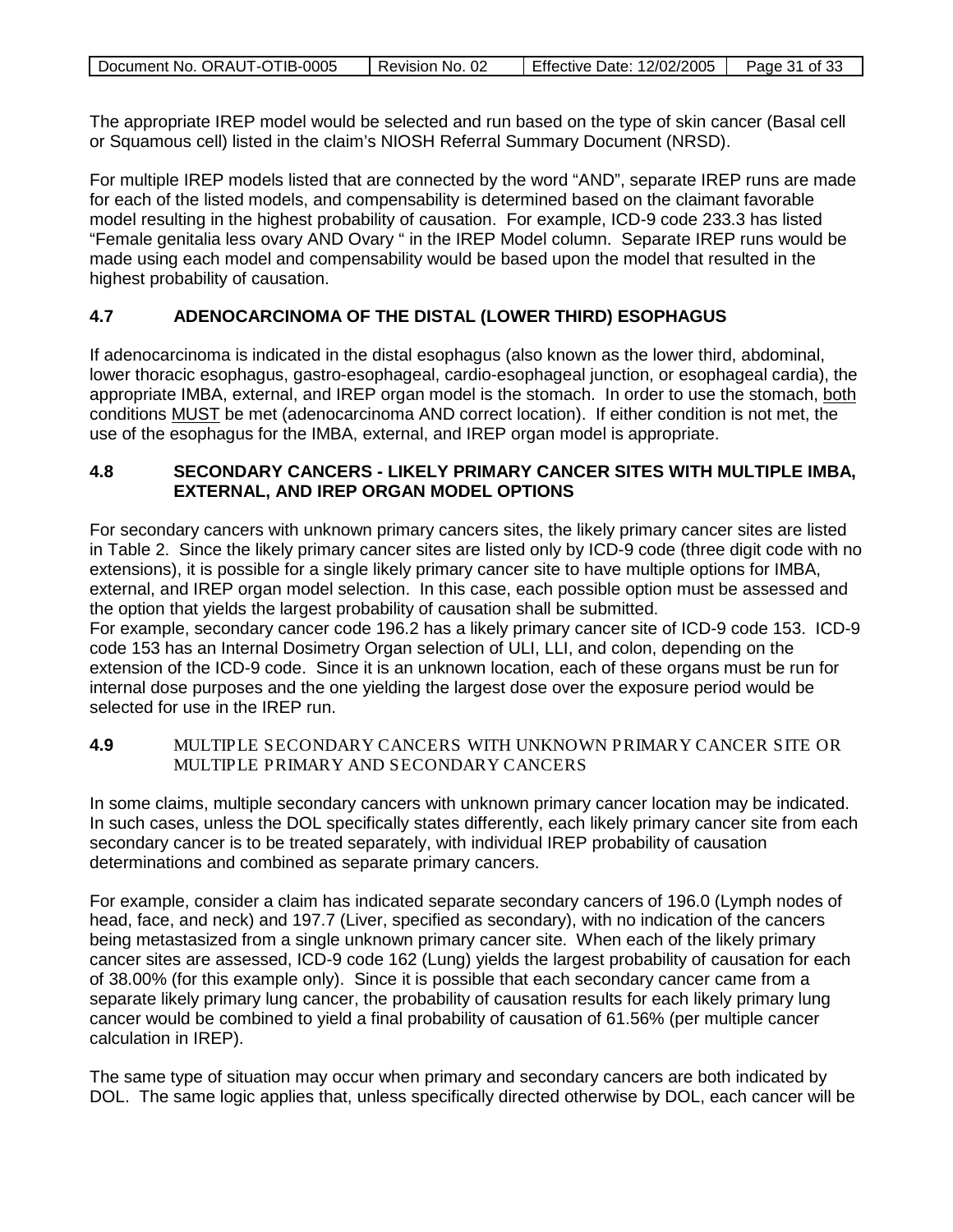The appropriate IREP model would be selected and run based on the type of skin cancer (Basal cell or Squamous cell) listed in the claim's NIOSH Referral Summary Document (NRSD).

For multiple IREP models listed that are connected by the word "AND", separate IREP runs are made for each of the listed models, and compensability is determined based on the claimant favorable model resulting in the highest probability of causation. For example, ICD-9 code 233.3 has listed "Female genitalia less ovary AND Ovary " in the IREP Model column. Separate IREP runs would be made using each model and compensability would be based upon the model that resulted in the highest probability of causation.

### 4.7 ADENOCARCINOMA OF THE DISTAL (LOWER THIRD) ESOPHAGUS

If adenocarcinoma is indicated in the distal esophagus (also known as the lower third, abdominal, lower thoracic esophagus, gastro-esophageal, cardio-esophageal junction, or esophageal cardia), the appropriate IMBA, external, and IREP organ model is the stomach. In order to use the stomach, both conditions MUST be met (adenocarcinoma AND correct location). If either condition is not met, the use of the esophagus for the IMBA, external, and IREP organ model is appropriate.

### 4.8 SECONDARY CANCERS - LIKELY PRIMARY CANCER SITES WITH MULTIPLE IMBA, EXTERNAL, AND IREP ORGAN MODEL OPTIONS

For secondary cancers with unknown primary cancers sites, the likely primary cancer sites are listed in Table 2. Since the likely primary cancer sites are listed only by ICD-9 code (three digit code with no extensions), it is possible for a single likely primary cancer site to have multiple options for IMBA, external, and IREP organ model selection. In this case, each possible option must be assessed and the option that yields the largest probability of causation shall be submitted.
For example, secondary cancer code 196.2 has a likely primary cancer site of ICD-9 code 153. ICD-9 code 153 has an Internal Dosimetry Organ selection of ULI, LLI, and colon, depending on the extension of the ICD-9 code. Since it is an unknown location, each of these organs must be run for internal dose purposes and the one yielding the largest dose over the exposure period would be selected for use in the IREP run.

### 4.9 MULTIPLE SECONDARY CANCERS WITH UNKNOWN PRIMARY CANCER SITE OR MULTIPLE PRIMARY AND SECONDARY CANCERS

In some claims, multiple secondary cancers with unknown primary cancer location may be indicated. In such cases, unless the DOL specifically states differently, each likely primary cancer site from each secondary cancer is to be treated separately, with individual IREP probability of causation determinations and combined as separate primary cancers.

For example, consider a claim has indicated separate secondary cancers of 196.0 (Lymph nodes of head, face, and neck) and 197.7 (Liver, specified as secondary), with no indication of the cancers being metastasized from a single unknown primary cancer site. When each of the likely primary cancer sites are assessed, ICD-9 code 162 (Lung) yields the largest probability of causation for each of 38.00% (for this example only). Since it is possible that each secondary cancer came from a separate likely primary lung cancer, the probability of causation results for each likely primary lung cancer would be combined to yield a final probability of causation of 61.56% (per multiple cancer calculation in IREP).

The same type of situation may occur when primary and secondary cancers are both indicated by DOL. The same logic applies that, unless specifically directed otherwise by DOL, each cancer will be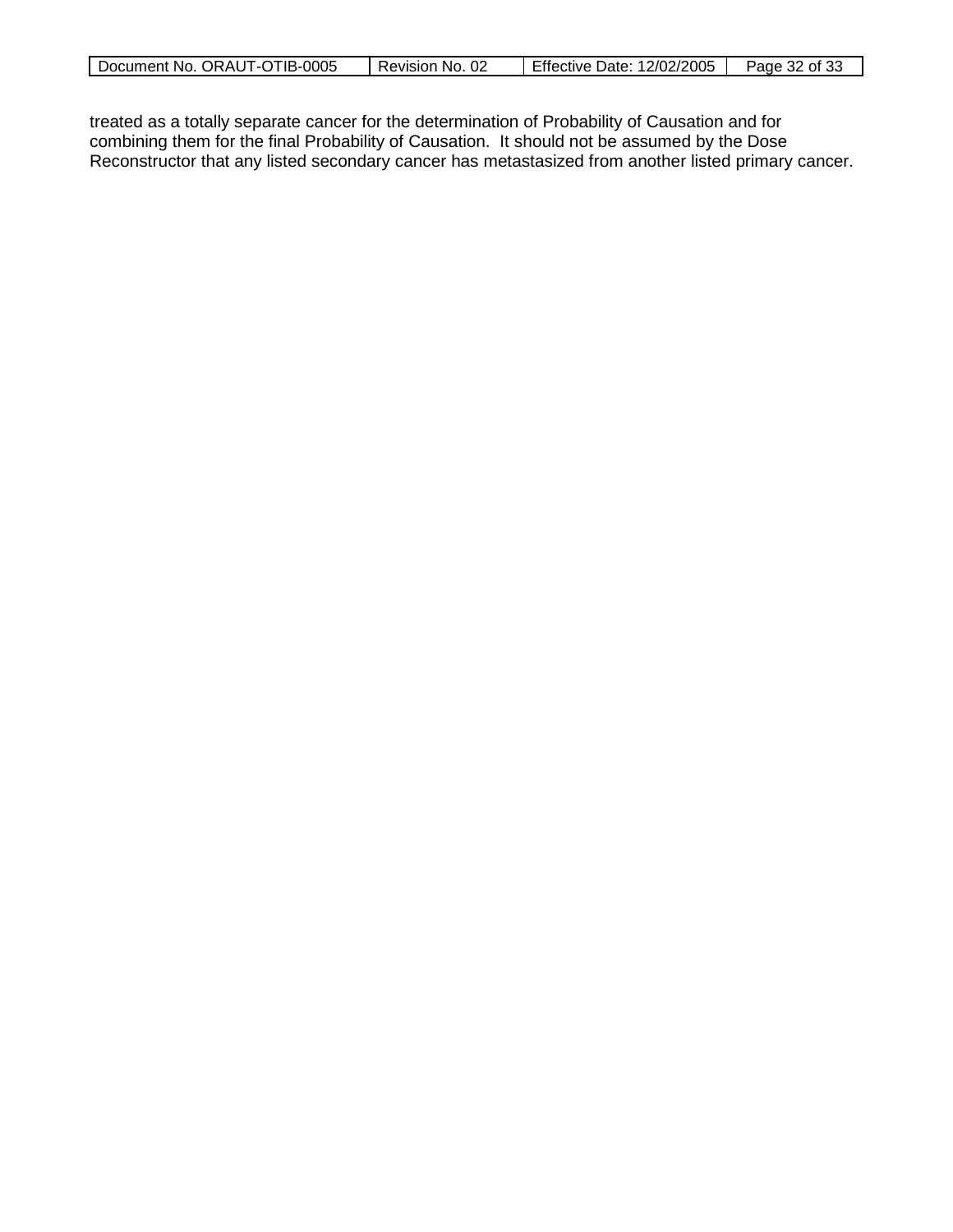treated as a totally separate cancer for the determination of Probability of Causation and for combining them for the final Probability of Causation. It should not be assumed by the Dose Reconstructor that any listed secondary cancer has metastasized from another listed primary cancer.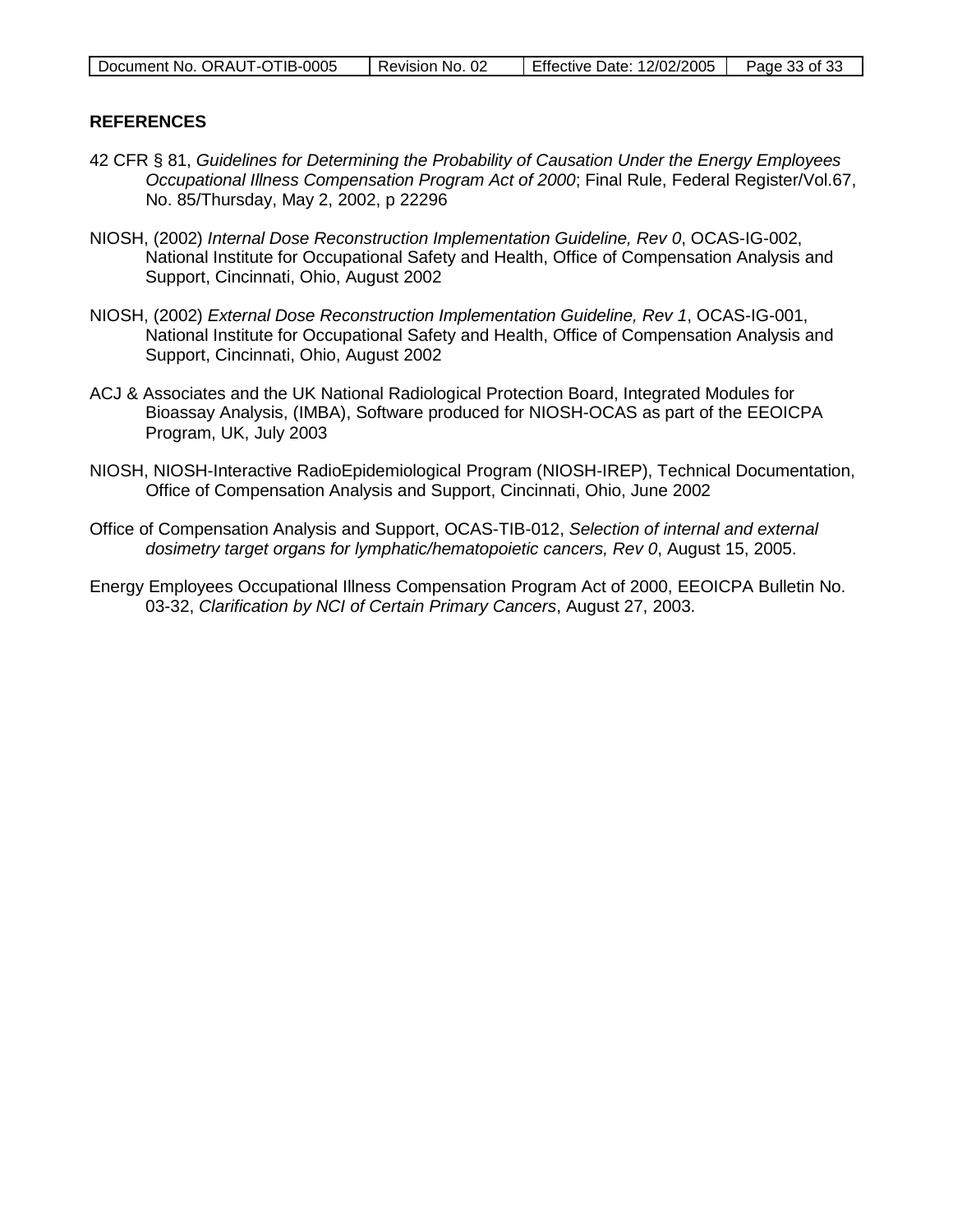## REFERENCES

42 CFR § 81, *Guidelines for Determining the Probability of Causation Under the Energy Employees Occupational Illness Compensation Program Act of 2000*; Final Rule, Federal Register/Vol.67, No. 85/Thursday, May 2, 2002, p 22296

NIOSH, (2002) *Internal Dose Reconstruction Implementation Guideline, Rev 0*, OCAS-IG-002, National Institute for Occupational Safety and Health, Office of Compensation Analysis and Support, Cincinnati, Ohio, August 2002

NIOSH, (2002) *External Dose Reconstruction Implementation Guideline, Rev 1*, OCAS-IG-001, National Institute for Occupational Safety and Health, Office of Compensation Analysis and Support, Cincinnati, Ohio, August 2002

ACJ & Associates and the UK National Radiological Protection Board, Integrated Modules for Bioassay Analysis, (IMBA), Software produced for NIOSH-OCAS as part of the EEOICPA Program, UK, July 2003

NIOSH, NIOSH-Interactive RadioEpidemiological Program (NIOSH-IREP), Technical Documentation, Office of Compensation Analysis and Support, Cincinnati, Ohio, June 2002

Office of Compensation Analysis and Support, OCAS-TIB-012, *Selection of internal and external dosimetry target organs for lymphatic/hematopoietic cancers, Rev 0*, August 15, 2005.

Energy Employees Occupational Illness Compensation Program Act of 2000, EEOICPA Bulletin No. 03-32, *Clarification by NCI of Certain Primary Cancers*, August 27, 2003.